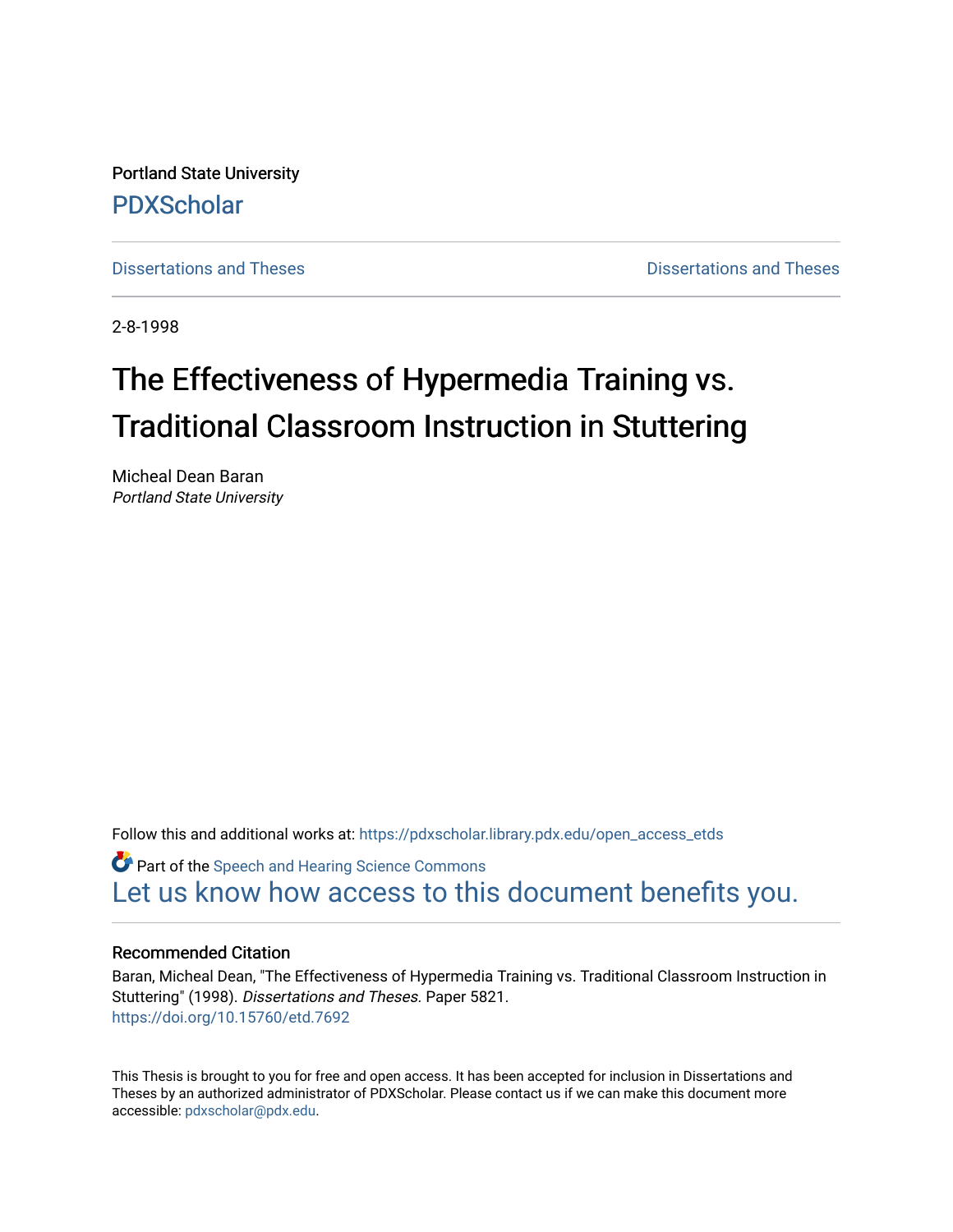Portland State University

PDXScholar

Dissertations and Theses | Dissertations and Theses

2-8-1998

# The Effectiveness of Hypermedia Training vs. Traditional Classroom Instruction in Stuttering

Micheal Dean Baran
*Portland State University*

Follow this and additional works at: https://pdxscholar.library.pdx.edu/open_access_etds

Part of the Speech and Hearing Science Commons

Let us know how access to this document benefits you.

## Recommended Citation

Baran, Micheal Dean, "The Effectiveness of Hypermedia Training vs. Traditional Classroom Instruction in Stuttering" (1998). *Dissertations and Theses.* Paper 5821.
https://doi.org/10.15760/etd.7692

This Thesis is brought to you for free and open access. It has been accepted for inclusion in Dissertations and Theses by an authorized administrator of PDXScholar. Please contact us if we can make this document more accessible: pdxscholar@pdx.edu.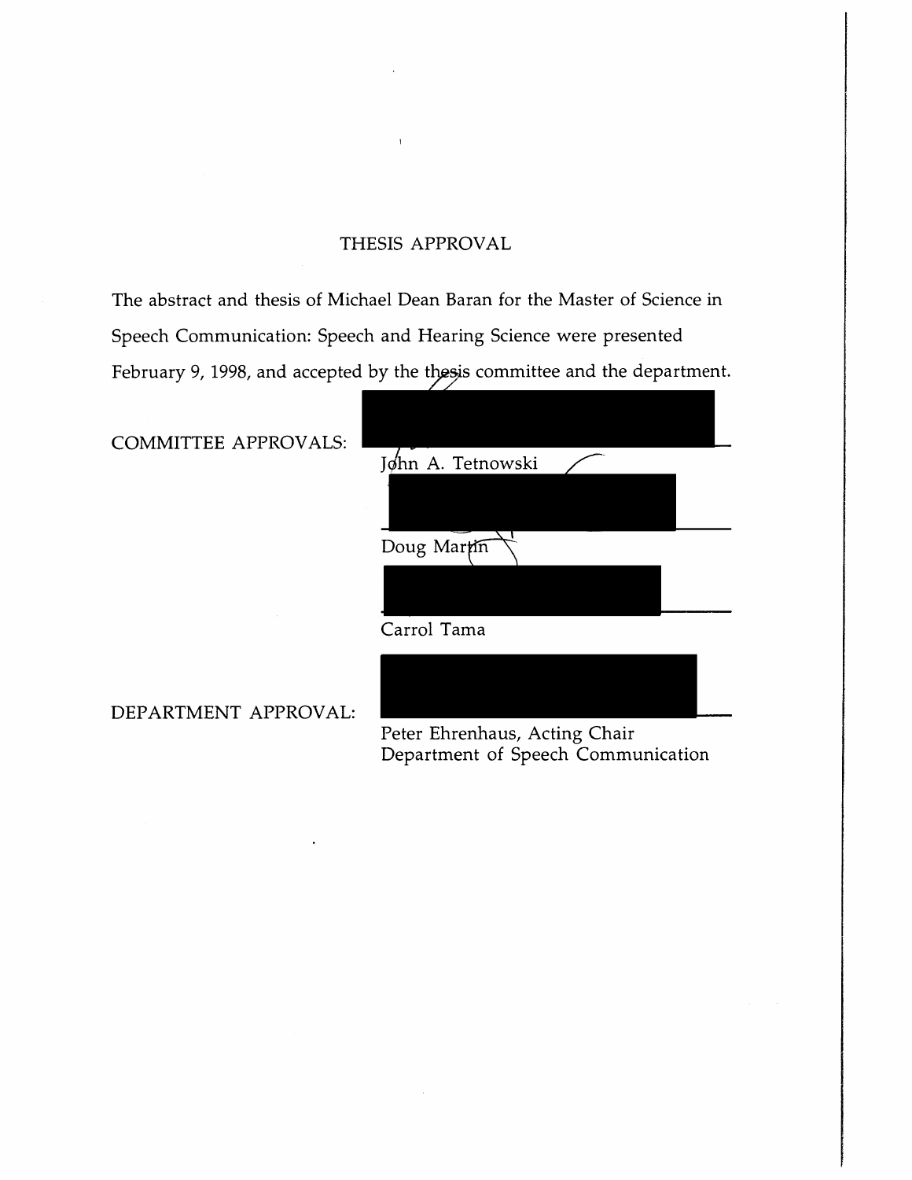# THESIS APPROVAL

The abstract and thesis of Michael Dean Baran for the Master of Science in Speech Communication: Speech and Hearing Science were presented February 9, 1998, and accepted by the thesis committee and the department.

COMMITTEE APPROVALS:

John A. Tetnowski

Doug Martin

Carrol Tama

DEPARTMENT APPROVAL:

Peter Ehrenhaus, Acting Chair
Department of Speech Communication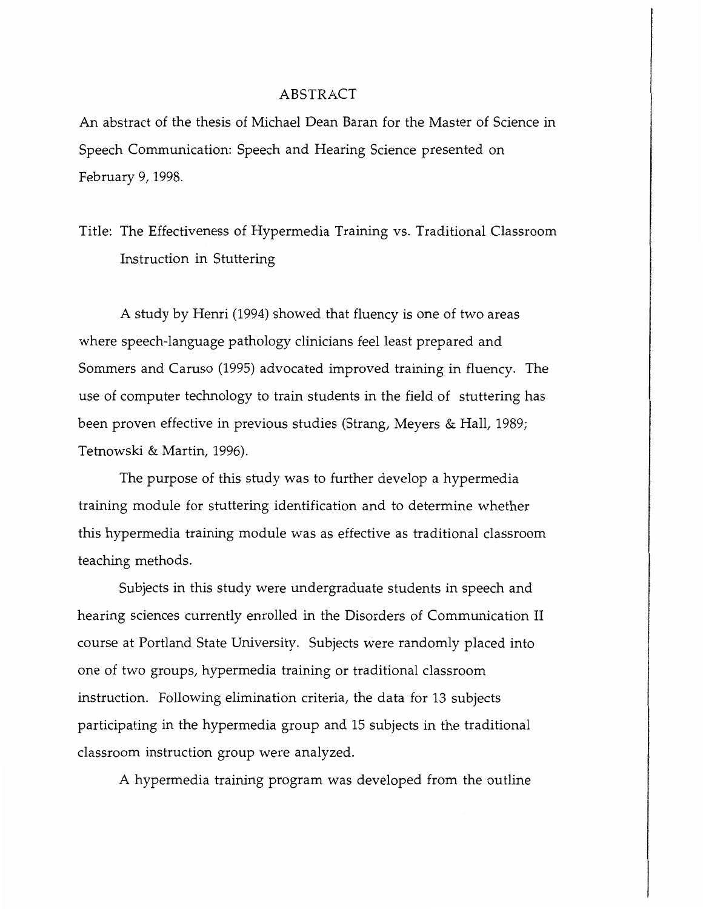# ABSTRACT

An abstract of the thesis of Michael Dean Baran for the Master of Science in Speech Communication: Speech and Hearing Science presented on February 9, 1998.

Title: The Effectiveness of Hypermedia Training vs. Traditional Classroom Instruction in Stuttering

A study by Henri (1994) showed that fluency is one of two areas where speech-language pathology clinicians feel least prepared and Sommers and Caruso (1995) advocated improved training in fluency. The use of computer technology to train students in the field of stuttering has been proven effective in previous studies (Strang, Meyers & Hall, 1989; Tetnowski & Martin, 1996).

The purpose of this study was to further develop a hypermedia training module for stuttering identification and to determine whether this hypermedia training module was as effective as traditional classroom teaching methods.

Subjects in this study were undergraduate students in speech and hearing sciences currently enrolled in the Disorders of Communication II course at Portland State University. Subjects were randomly placed into one of two groups, hypermedia training or traditional classroom instruction. Following elimination criteria, the data for 13 subjects participating in the hypermedia group and 15 subjects in the traditional classroom instruction group were analyzed.

A hypermedia training program was developed from the outline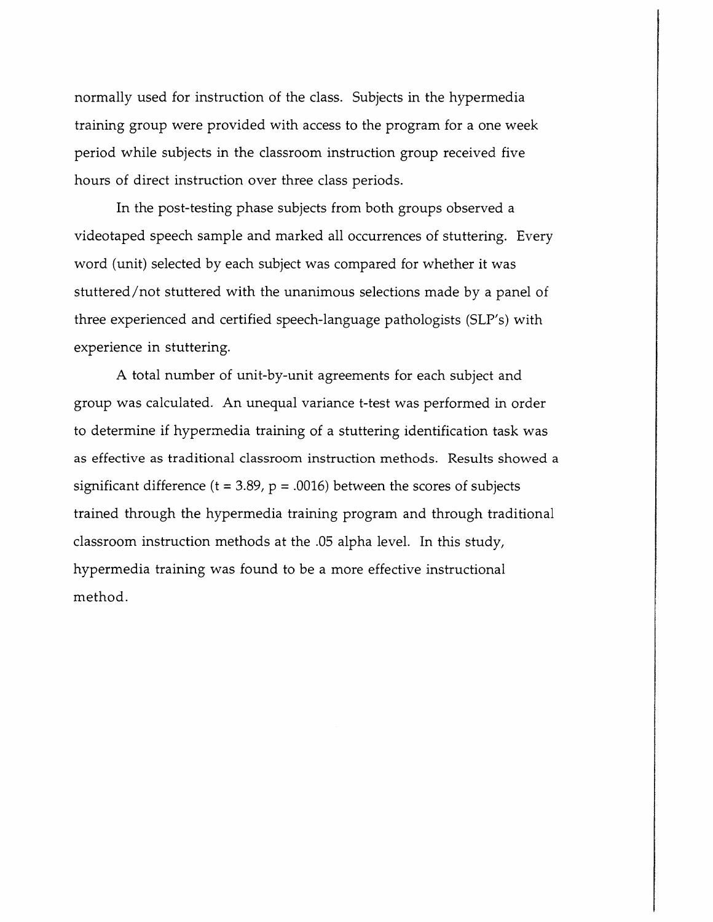normally used for instruction of the class. Subjects in the hypermedia training group were provided with access to the program for a one week period while subjects in the classroom instruction group received five hours of direct instruction over three class periods.

In the post-testing phase subjects from both groups observed a videotaped speech sample and marked all occurrences of stuttering. Every word (unit) selected by each subject was compared for whether it was stuttered/not stuttered with the unanimous selections made by a panel of three experienced and certified speech-language pathologists (SLP's) with experience in stuttering.

A total number of unit-by-unit agreements for each subject and group was calculated. An unequal variance t-test was performed in order to determine if hypermedia training of a stuttering identification task was as effective as traditional classroom instruction methods. Results showed a significant difference ($t = 3.89$, $p = .0016$) between the scores of subjects trained through the hypermedia training program and through traditional classroom instruction methods at the .05 alpha level. In this study, hypermedia training was found to be a more effective instructional method.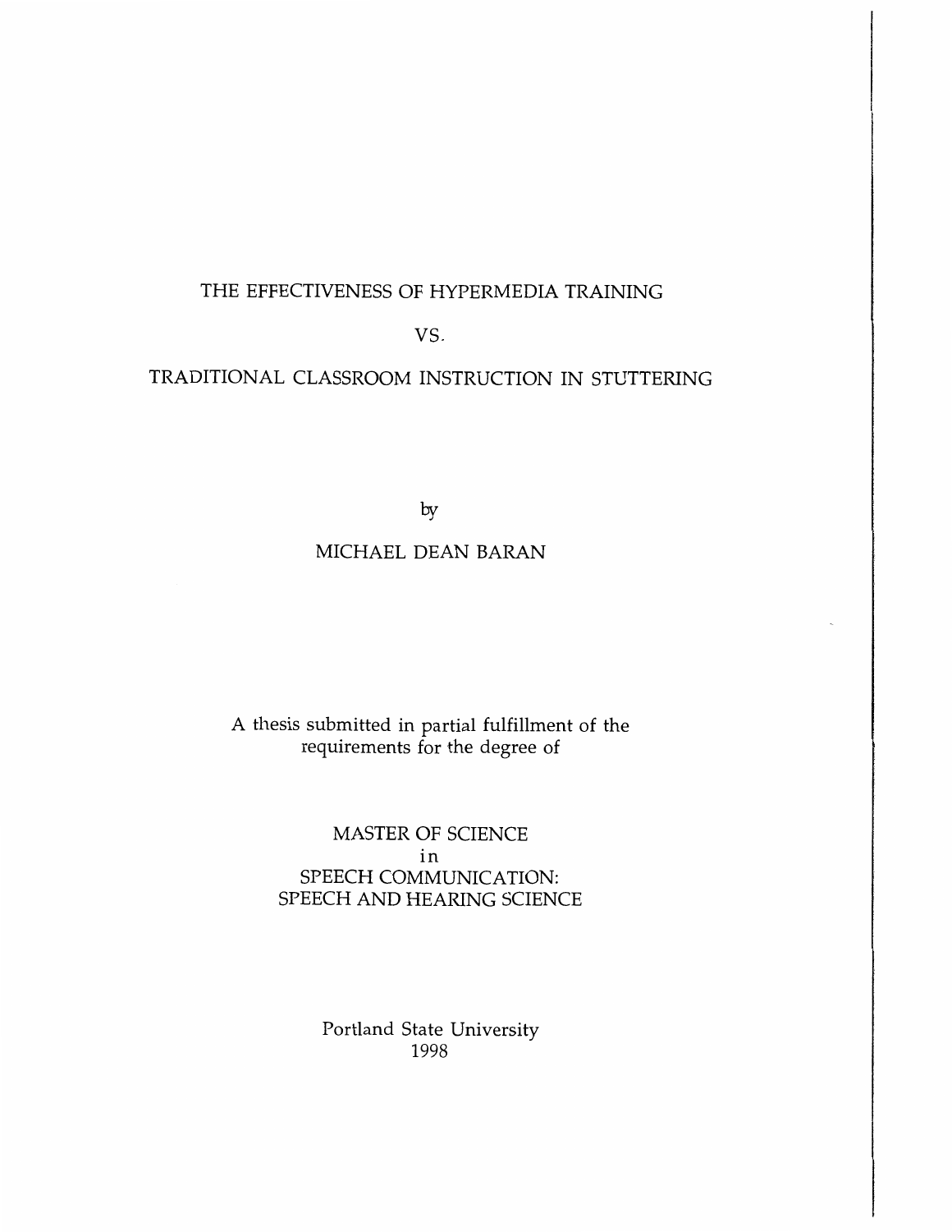# THE EFFECTIVENESS OF HYPERMEDIA TRAINING

# VS.

# TRADITIONAL CLASSROOM INSTRUCTION IN STUTTERING

by

MICHAEL DEAN BARAN

A thesis submitted in partial fulfillment of the requirements for the degree of

MASTER OF SCIENCE
in
SPEECH COMMUNICATION:
SPEECH AND HEARING SCIENCE

Portland State University
1998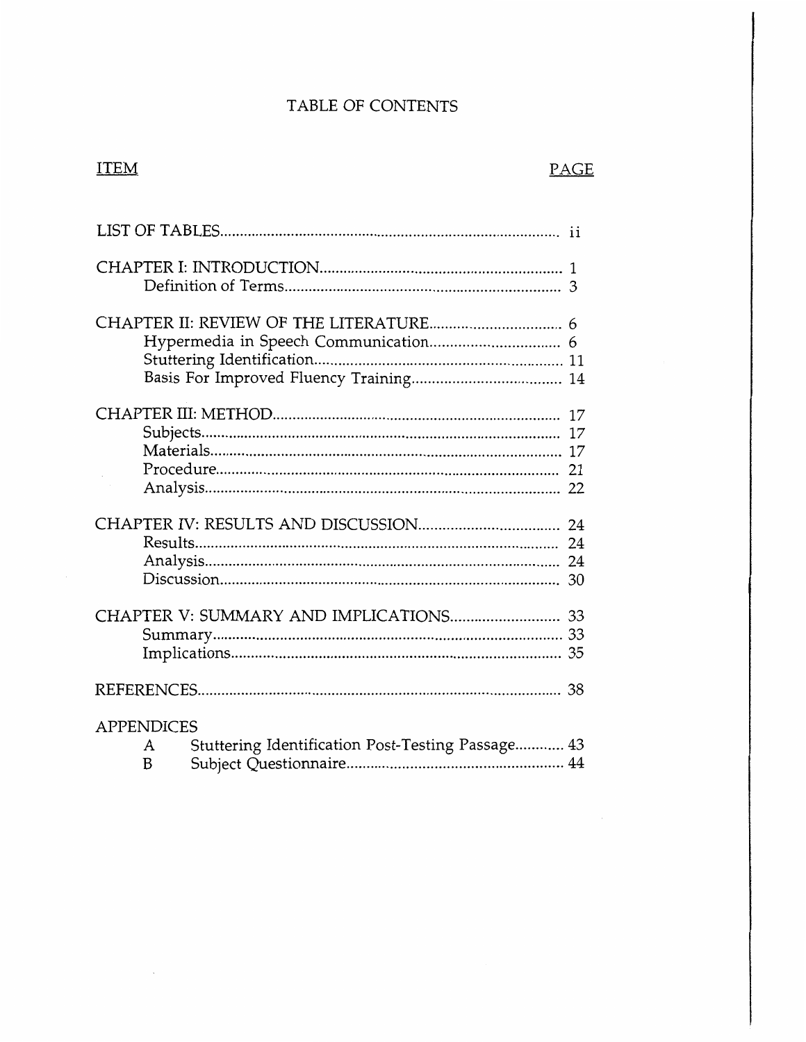# TABLE OF CONTENTS

| ITEM | PAGE |
|---|---|
| LIST OF TABLES | ii |
| CHAPTER I: INTRODUCTION | 1 |
| Definition of Terms | 3 |
| CHAPTER II: REVIEW OF THE LITERATURE | 6 |
| Hypermedia in Speech Communication | 6 |
| Stuttering Identification | 11 |
| Basis For Improved Fluency Training | 14 |
| CHAPTER III: METHOD | 17 |
| Subjects | 17 |
| Materials | 17 |
| Procedure | 21 |
| Analysis | 22 |
| CHAPTER IV: RESULTS AND DISCUSSION | 24 |
| Results | 24 |
| Analysis | 24 |
| Discussion | 30 |
| CHAPTER V: SUMMARY AND IMPLICATIONS | 33 |
| Summary | 33 |
| Implications | 35 |
| REFERENCES | 38 |
| APPENDICES | |
| A Stuttering Identification Post-Testing Passage | 43 |
| B Subject Questionnaire | 44 |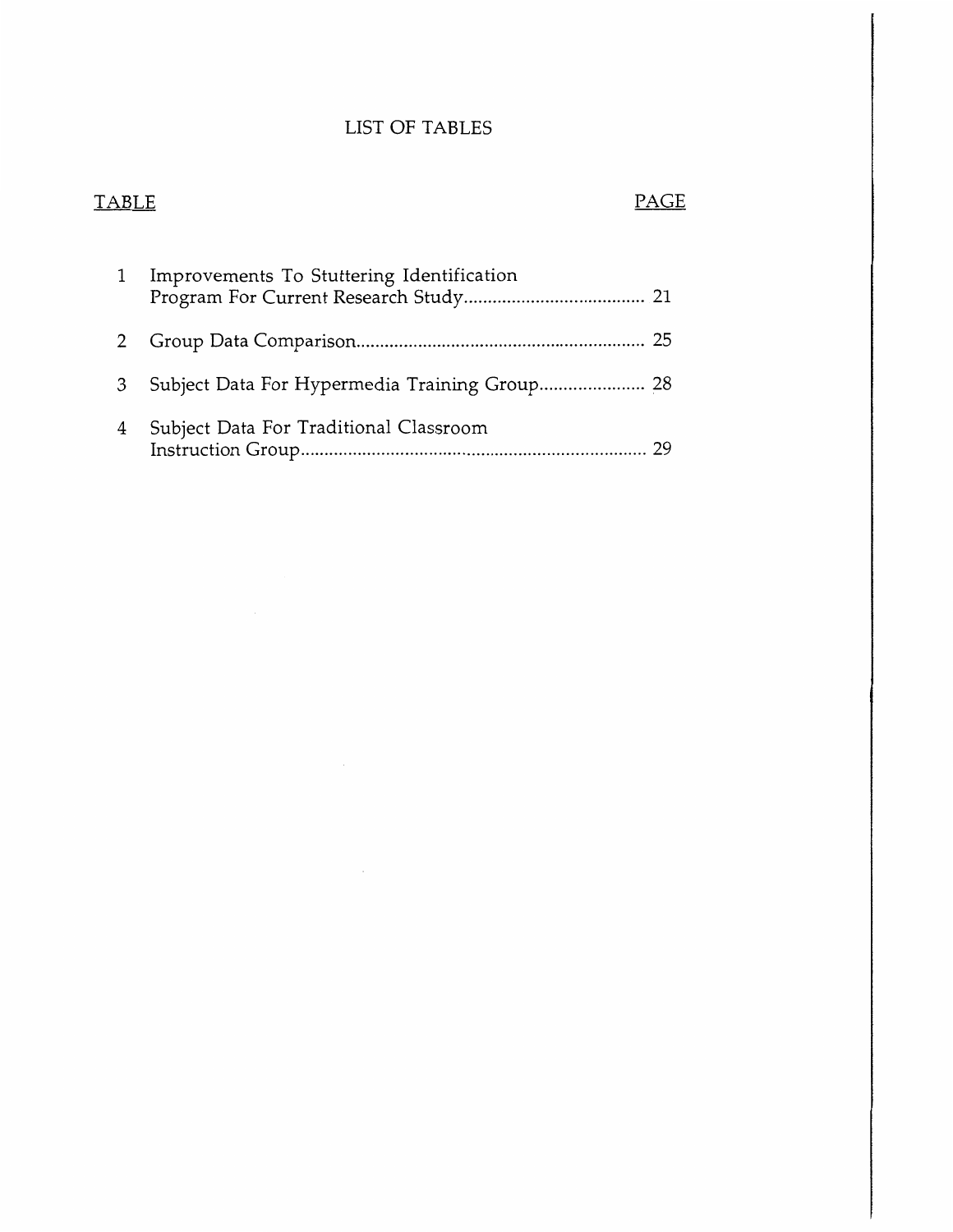# LIST OF TABLES

| TABLE | | PAGE |
|---|---|---|
| 1 | Improvements To Stuttering Identification Program For Current Research Study | 21 |
| 2 | Group Data Comparison | 25 |
| 3 | Subject Data For Hypermedia Training Group | 28 |
| 4 | Subject Data For Traditional Classroom Instruction Group | 29 |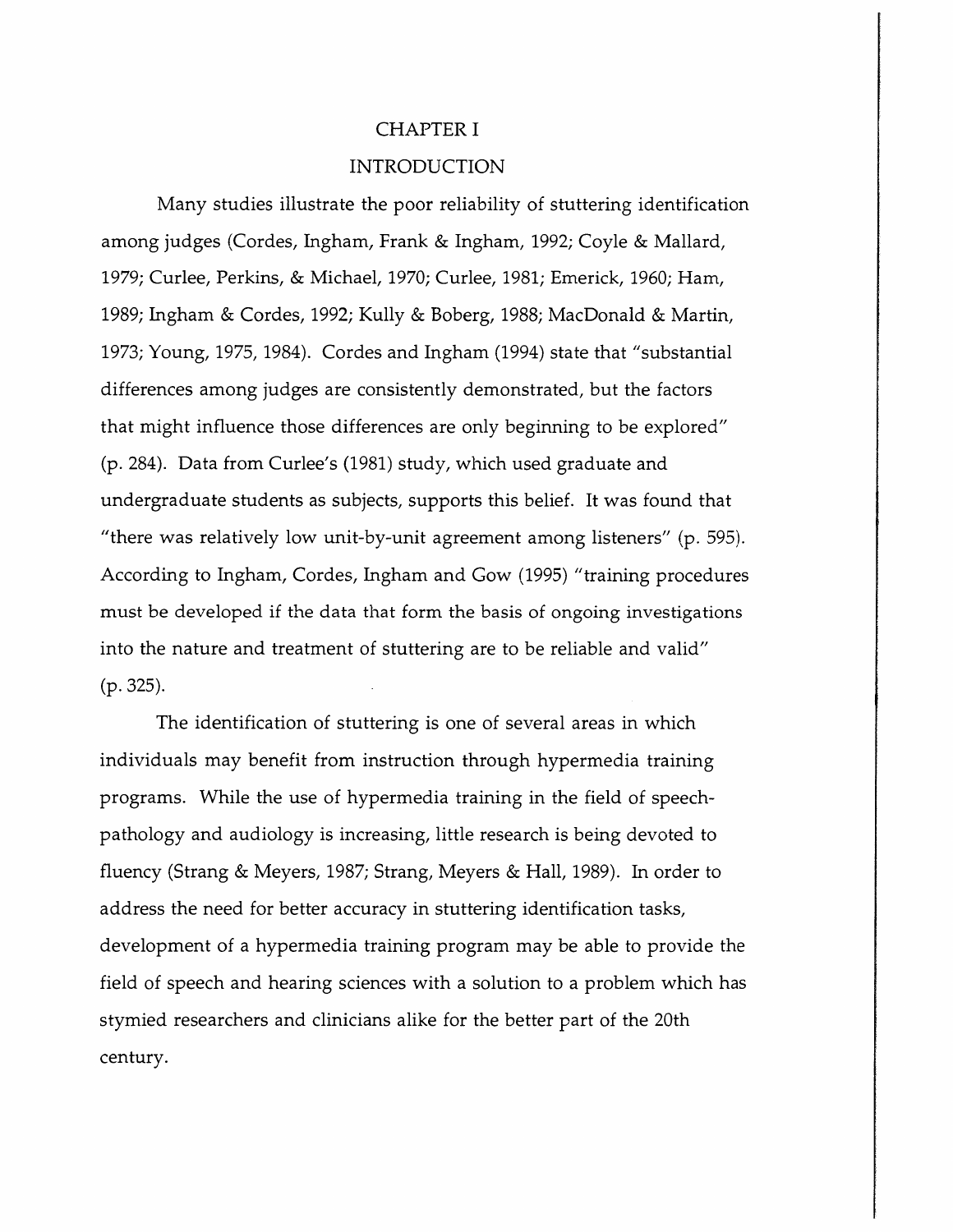# CHAPTER I

## INTRODUCTION

Many studies illustrate the poor reliability of stuttering identification among judges (Cordes, Ingham, Frank & Ingham, 1992; Coyle & Mallard, 1979; Curlee, Perkins, & Michael, 1970; Curlee, 1981; Emerick, 1960; Ham, 1989; Ingham & Cordes, 1992; Kully & Boberg, 1988; MacDonald & Martin, 1973; Young, 1975, 1984). Cordes and Ingham (1994) state that "substantial differences among judges are consistently demonstrated, but the factors that might influence those differences are only beginning to be explored" (p. 284). Data from Curlee's (1981) study, which used graduate and undergraduate students as subjects, supports this belief. It was found that "there was relatively low unit-by-unit agreement among listeners" (p. 595). According to Ingham, Cordes, Ingham and Gow (1995) "training procedures must be developed if the data that form the basis of ongoing investigations into the nature and treatment of stuttering are to be reliable and valid" (p. 325).

The identification of stuttering is one of several areas in which individuals may benefit from instruction through hypermedia training programs. While the use of hypermedia training in the field of speech-pathology and audiology is increasing, little research is being devoted to fluency (Strang & Meyers, 1987; Strang, Meyers & Hall, 1989). In order to address the need for better accuracy in stuttering identification tasks, development of a hypermedia training program may be able to provide the field of speech and hearing sciences with a solution to a problem which has stymied researchers and clinicians alike for the better part of the 20th century.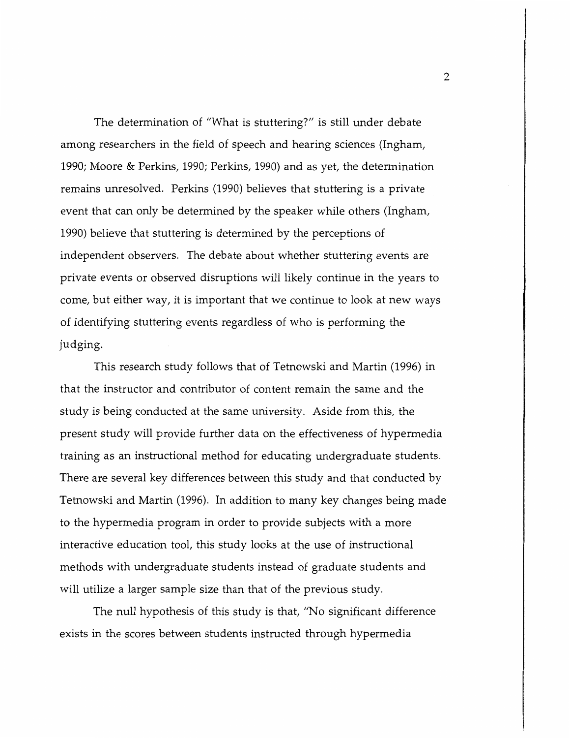The determination of "What is stuttering?" is still under debate among researchers in the field of speech and hearing sciences (Ingham, 1990; Moore & Perkins, 1990; Perkins, 1990) and as yet, the determination remains unresolved. Perkins (1990) believes that stuttering is a private event that can only be determined by the speaker while others (Ingham, 1990) believe that stuttering is determined by the perceptions of independent observers. The debate about whether stuttering events are private events or observed disruptions will likely continue in the years to come, but either way, it is important that we continue to look at new ways of identifying stuttering events regardless of who is performing the judging.

This research study follows that of Tetnowski and Martin (1996) in that the instructor and contributor of content remain the same and the study is being conducted at the same university. Aside from this, the present study will provide further data on the effectiveness of hypermedia training as an instructional method for educating undergraduate students. There are several key differences between this study and that conducted by Tetnowski and Martin (1996). In addition to many key changes being made to the hypermedia program in order to provide subjects with a more interactive education tool, this study looks at the use of instructional methods with undergraduate students instead of graduate students and will utilize a larger sample size than that of the previous study.

The null hypothesis of this study is that, "No significant difference exists in the scores between students instructed through hypermedia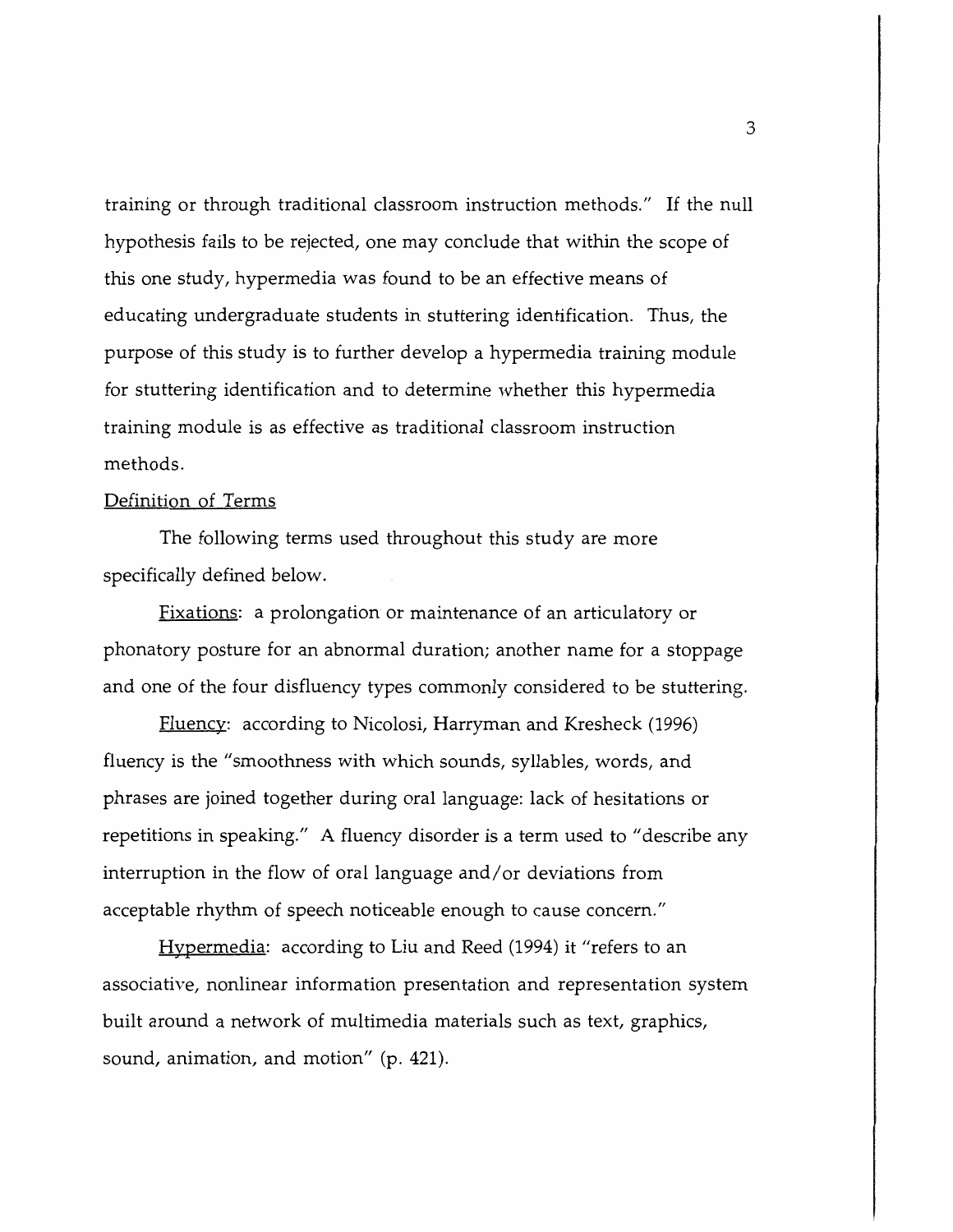training or through traditional classroom instruction methods." If the null hypothesis fails to be rejected, one may conclude that within the scope of this one study, hypermedia was found to be an effective means of educating undergraduate students in stuttering identification. Thus, the purpose of this study is to further develop a hypermedia training module for stuttering identification and to determine whether this hypermedia training module is as effective as traditional classroom instruction methods.

## Definition of Terms

The following terms used throughout this study are more specifically defined below.

Fixations: a prolongation or maintenance of an articulatory or phonatory posture for an abnormal duration; another name for a stoppage and one of the four disfluency types commonly considered to be stuttering.

Fluency: according to Nicolosi, Harryman and Kresheck (1996) fluency is the "smoothness with which sounds, syllables, words, and phrases are joined together during oral language: lack of hesitations or repetitions in speaking." A fluency disorder is a term used to "describe any interruption in the flow of oral language and/or deviations from acceptable rhythm of speech noticeable enough to cause concern."

Hypermedia: according to Liu and Reed (1994) it "refers to an associative, nonlinear information presentation and representation system built around a network of multimedia materials such as text, graphics, sound, animation, and motion" (p. 421).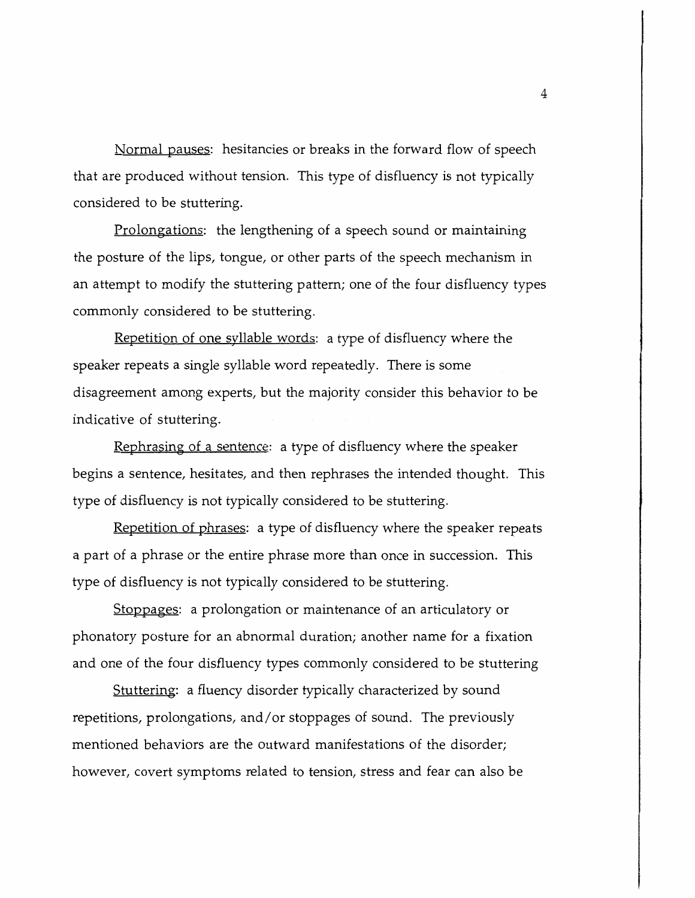Normal pauses: hesitancies or breaks in the forward flow of speech that are produced without tension. This type of disfluency is not typically considered to be stuttering.

Prolongations: the lengthening of a speech sound or maintaining the posture of the lips, tongue, or other parts of the speech mechanism in an attempt to modify the stuttering pattern; one of the four disfluency types commonly considered to be stuttering.

Repetition of one syllable words: a type of disfluency where the speaker repeats a single syllable word repeatedly. There is some disagreement among experts, but the majority consider this behavior to be indicative of stuttering.

Rephrasing of a sentence: a type of disfluency where the speaker begins a sentence, hesitates, and then rephrases the intended thought. This type of disfluency is not typically considered to be stuttering.

Repetition of phrases: a type of disfluency where the speaker repeats a part of a phrase or the entire phrase more than once in succession. This type of disfluency is not typically considered to be stuttering.

Stoppages: a prolongation or maintenance of an articulatory or phonatory posture for an abnormal duration; another name for a fixation and one of the four disfluency types commonly considered to be stuttering

Stuttering: a fluency disorder typically characterized by sound repetitions, prolongations, and/or stoppages of sound. The previously mentioned behaviors are the outward manifestations of the disorder; however, covert symptoms related to tension, stress and fear can also be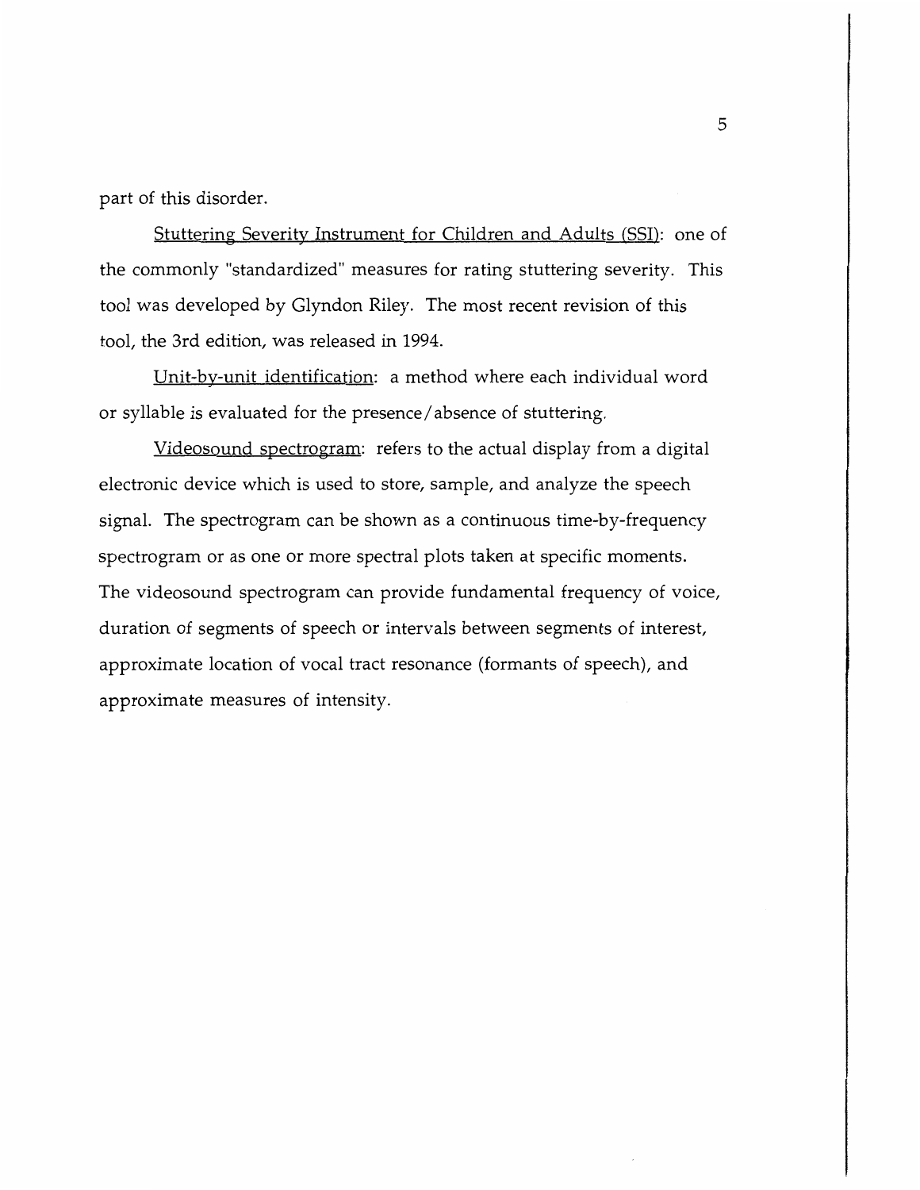part of this disorder.

Stuttering Severity Instrument for Children and Adults (SSI): one of the commonly "standardized" measures for rating stuttering severity. This tool was developed by Glyndon Riley. The most recent revision of this tool, the 3rd edition, was released in 1994.

Unit-by-unit identification: a method where each individual word or syllable is evaluated for the presence/absence of stuttering.

Videosound spectrogram: refers to the actual display from a digital electronic device which is used to store, sample, and analyze the speech signal. The spectrogram can be shown as a continuous time-by-frequency spectrogram or as one or more spectral plots taken at specific moments. The videosound spectrogram can provide fundamental frequency of voice, duration of segments of speech or intervals between segments of interest, approximate location of vocal tract resonance (formants of speech), and approximate measures of intensity.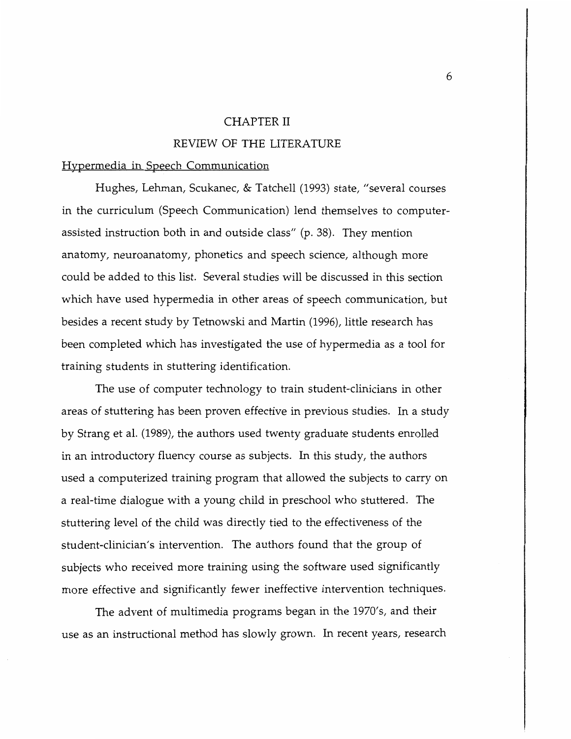# CHAPTER II

# REVIEW OF THE LITERATURE

## Hypermedia in Speech Communication

Hughes, Lehman, Scukanec, & Tatchell (1993) state, "several courses in the curriculum (Speech Communication) lend themselves to computer-assisted instruction both in and outside class" (p. 38). They mention anatomy, neuroanatomy, phonetics and speech science, although more could be added to this list. Several studies will be discussed in this section which have used hypermedia in other areas of speech communication, but besides a recent study by Tetnowski and Martin (1996), little research has been completed which has investigated the use of hypermedia as a tool for training students in stuttering identification.

The use of computer technology to train student-clinicians in other areas of stuttering has been proven effective in previous studies. In a study by Strang et al. (1989), the authors used twenty graduate students enrolled in an introductory fluency course as subjects. In this study, the authors used a computerized training program that allowed the subjects to carry on a real-time dialogue with a young child in preschool who stuttered. The stuttering level of the child was directly tied to the effectiveness of the student-clinician's intervention. The authors found that the group of subjects who received more training using the software used significantly more effective and significantly fewer ineffective intervention techniques.

The advent of multimedia programs began in the 1970's, and their use as an instructional method has slowly grown. In recent years, research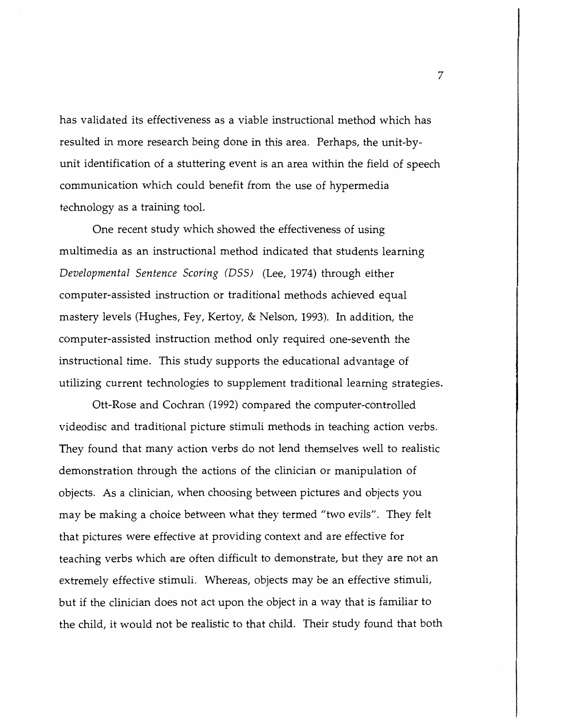has validated its effectiveness as a viable instructional method which has resulted in more research being done in this area. Perhaps, the unit-by-unit identification of a stuttering event is an area within the field of speech communication which could benefit from the use of hypermedia technology as a training tool.

One recent study which showed the effectiveness of using multimedia as an instructional method indicated that students learning *Developmental Sentence Scoring (DSS)* (Lee, 1974) through either computer-assisted instruction or traditional methods achieved equal mastery levels (Hughes, Fey, Kertoy, & Nelson, 1993). In addition, the computer-assisted instruction method only required one-seventh the instructional time. This study supports the educational advantage of utilizing current technologies to supplement traditional learning strategies.

Ott-Rose and Cochran (1992) compared the computer-controlled videodisc and traditional picture stimuli methods in teaching action verbs. They found that many action verbs do not lend themselves well to realistic demonstration through the actions of the clinician or manipulation of objects. As a clinician, when choosing between pictures and objects you may be making a choice between what they termed "two evils". They felt that pictures were effective at providing context and are effective for teaching verbs which are often difficult to demonstrate, but they are not an extremely effective stimuli. Whereas, objects may be an effective stimuli, but if the clinician does not act upon the object in a way that is familiar to the child, it would not be realistic to that child. Their study found that both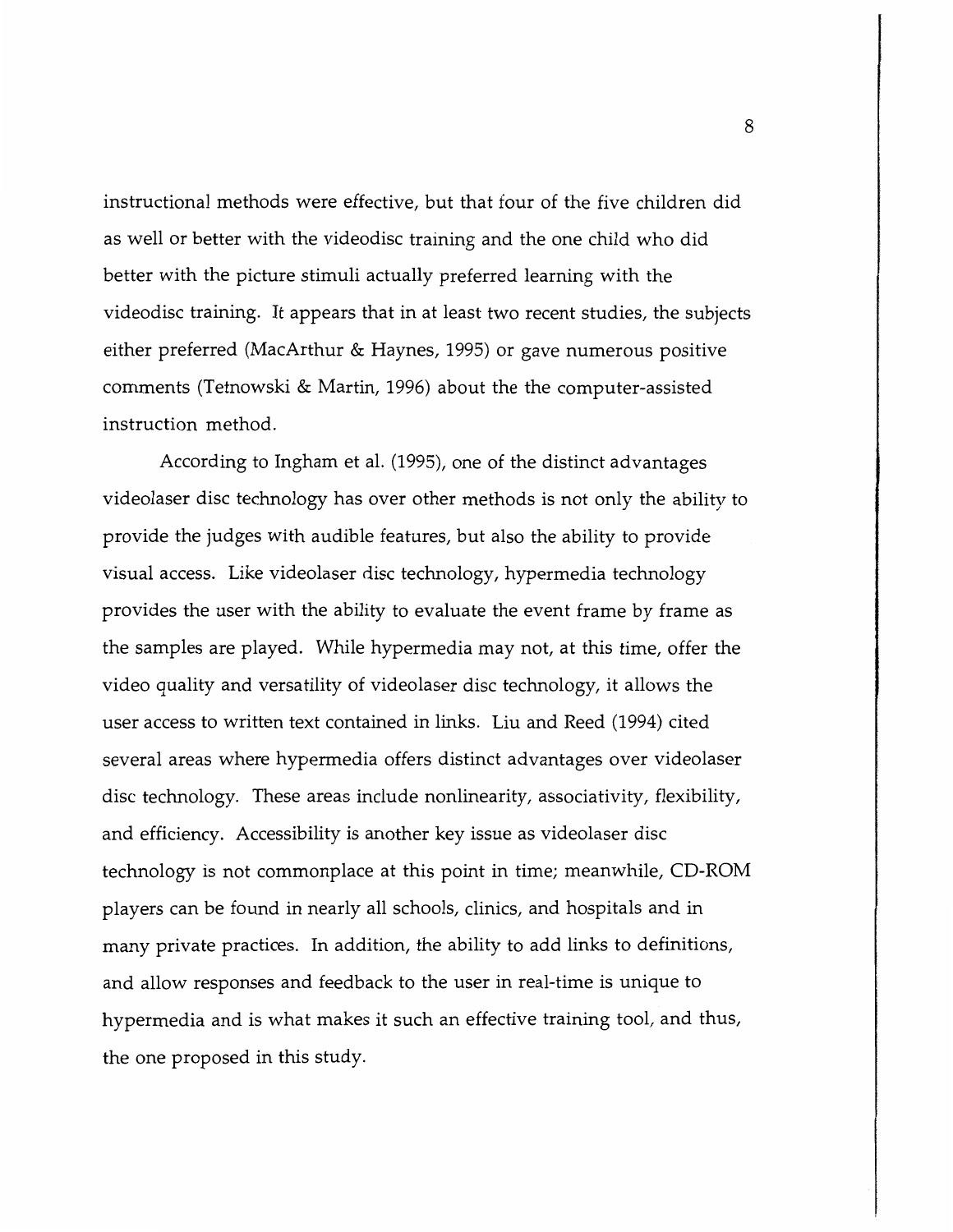instructional methods were effective, but that four of the five children did as well or better with the videodisc training and the one child who did better with the picture stimuli actually preferred learning with the videodisc training. It appears that in at least two recent studies, the subjects either preferred (MacArthur & Haynes, 1995) or gave numerous positive comments (Tetnowski & Martin, 1996) about the the computer-assisted instruction method.

According to Ingham et al. (1995), one of the distinct advantages videolaser disc technology has over other methods is not only the ability to provide the judges with audible features, but also the ability to provide visual access. Like videolaser disc technology, hypermedia technology provides the user with the ability to evaluate the event frame by frame as the samples are played. While hypermedia may not, at this time, offer the video quality and versatility of videolaser disc technology, it allows the user access to written text contained in links. Liu and Reed (1994) cited several areas where hypermedia offers distinct advantages over videolaser disc technology. These areas include nonlinearity, associativity, flexibility, and efficiency. Accessibility is another key issue as videolaser disc technology is not commonplace at this point in time; meanwhile, CD-ROM players can be found in nearly all schools, clinics, and hospitals and in many private practices. In addition, the ability to add links to definitions, and allow responses and feedback to the user in real-time is unique to hypermedia and is what makes it such an effective training tool, and thus, the one proposed in this study.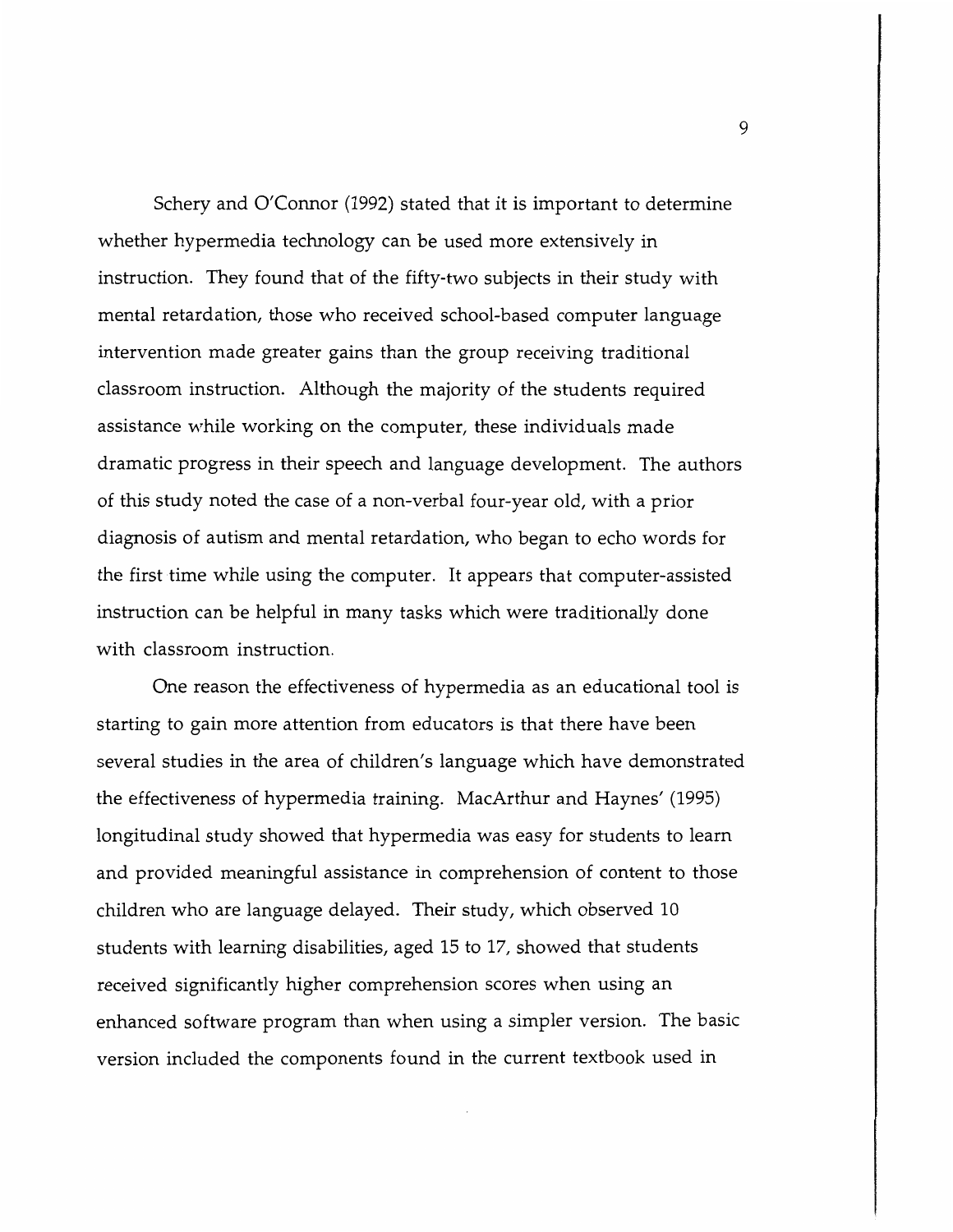Schery and O'Connor (1992) stated that it is important to determine whether hypermedia technology can be used more extensively in instruction. They found that of the fifty-two subjects in their study with mental retardation, those who received school-based computer language intervention made greater gains than the group receiving traditional classroom instruction. Although the majority of the students required assistance while working on the computer, these individuals made dramatic progress in their speech and language development. The authors of this study noted the case of a non-verbal four-year old, with a prior diagnosis of autism and mental retardation, who began to echo words for the first time while using the computer. It appears that computer-assisted instruction can be helpful in many tasks which were traditionally done with classroom instruction.

One reason the effectiveness of hypermedia as an educational tool is starting to gain more attention from educators is that there have been several studies in the area of children's language which have demonstrated the effectiveness of hypermedia training. MacArthur and Haynes' (1995) longitudinal study showed that hypermedia was easy for students to learn and provided meaningful assistance in comprehension of content to those children who are language delayed. Their study, which observed 10 students with learning disabilities, aged 15 to 17, showed that students received significantly higher comprehension scores when using an enhanced software program than when using a simpler version. The basic version included the components found in the current textbook used in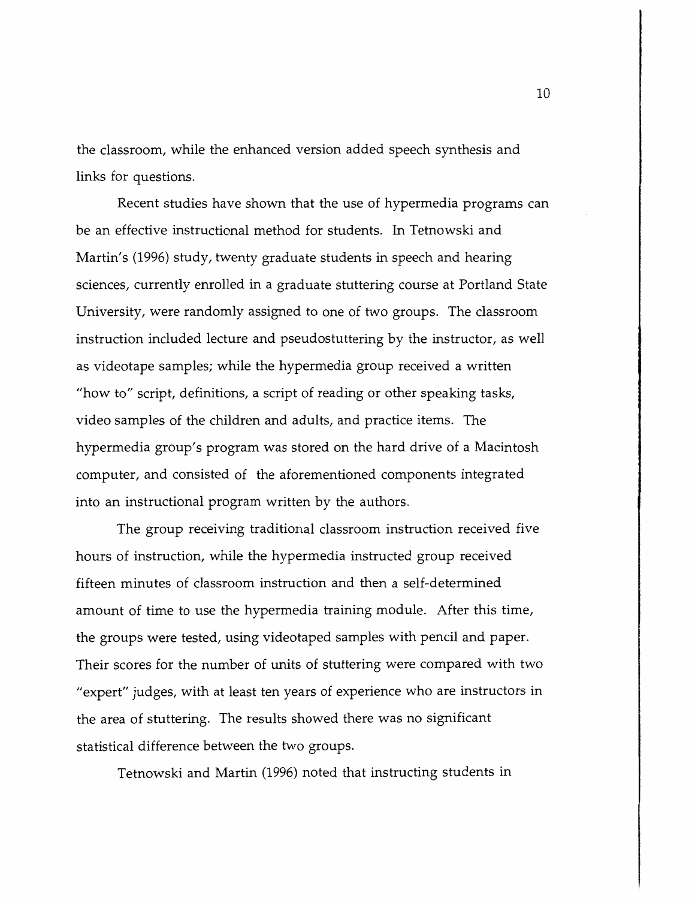the classroom, while the enhanced version added speech synthesis and links for questions.

Recent studies have shown that the use of hypermedia programs can be an effective instructional method for students. In Tetnowski and Martin's (1996) study, twenty graduate students in speech and hearing sciences, currently enrolled in a graduate stuttering course at Portland State University, were randomly assigned to one of two groups. The classroom instruction included lecture and pseudostuttering by the instructor, as well as videotape samples; while the hypermedia group received a written "how to" script, definitions, a script of reading or other speaking tasks, video samples of the children and adults, and practice items. The hypermedia group's program was stored on the hard drive of a Macintosh computer, and consisted of the aforementioned components integrated into an instructional program written by the authors.

The group receiving traditional classroom instruction received five hours of instruction, while the hypermedia instructed group received fifteen minutes of classroom instruction and then a self-determined amount of time to use the hypermedia training module. After this time, the groups were tested, using videotaped samples with pencil and paper. Their scores for the number of units of stuttering were compared with two "expert" judges, with at least ten years of experience who are instructors in the area of stuttering. The results showed there was no significant statistical difference between the two groups.

Tetnowski and Martin (1996) noted that instructing students in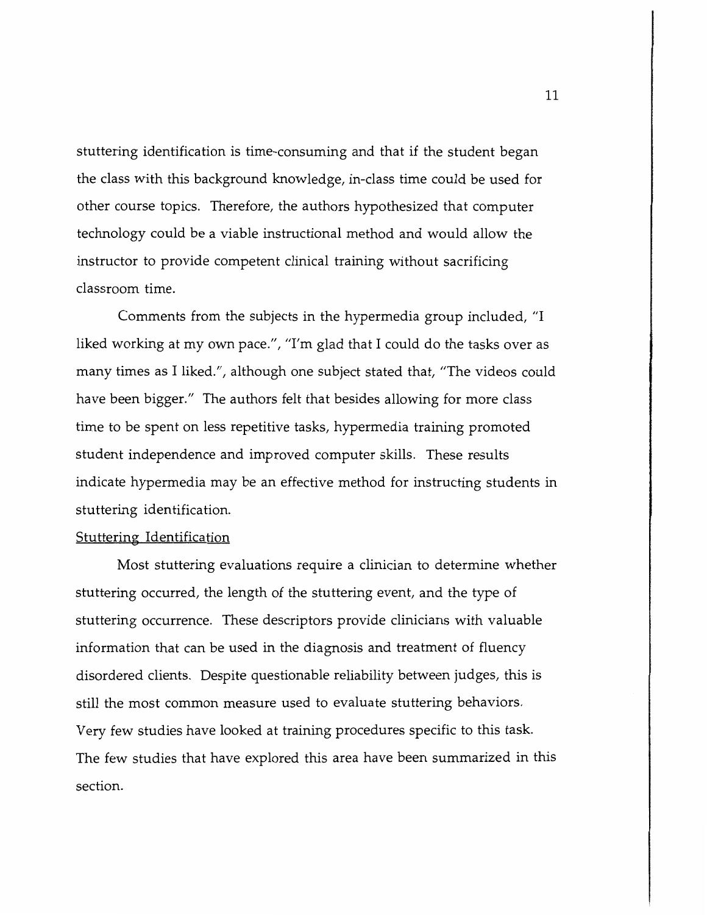stuttering identification is time-consuming and that if the student began the class with this background knowledge, in-class time could be used for other course topics. Therefore, the authors hypothesized that computer technology could be a viable instructional method and would allow the instructor to provide competent clinical training without sacrificing classroom time.

Comments from the subjects in the hypermedia group included, "I liked working at my own pace.", "I'm glad that I could do the tasks over as many times as I liked.", although one subject stated that, "The videos could have been bigger." The authors felt that besides allowing for more class time to be spent on less repetitive tasks, hypermedia training promoted student independence and improved computer skills. These results indicate hypermedia may be an effective method for instructing students in stuttering identification.

## Stuttering Identification

Most stuttering evaluations require a clinician to determine whether stuttering occurred, the length of the stuttering event, and the type of stuttering occurrence. These descriptors provide clinicians with valuable information that can be used in the diagnosis and treatment of fluency disordered clients. Despite questionable reliability between judges, this is still the most common measure used to evaluate stuttering behaviors. Very few studies have looked at training procedures specific to this task. The few studies that have explored this area have been summarized in this section.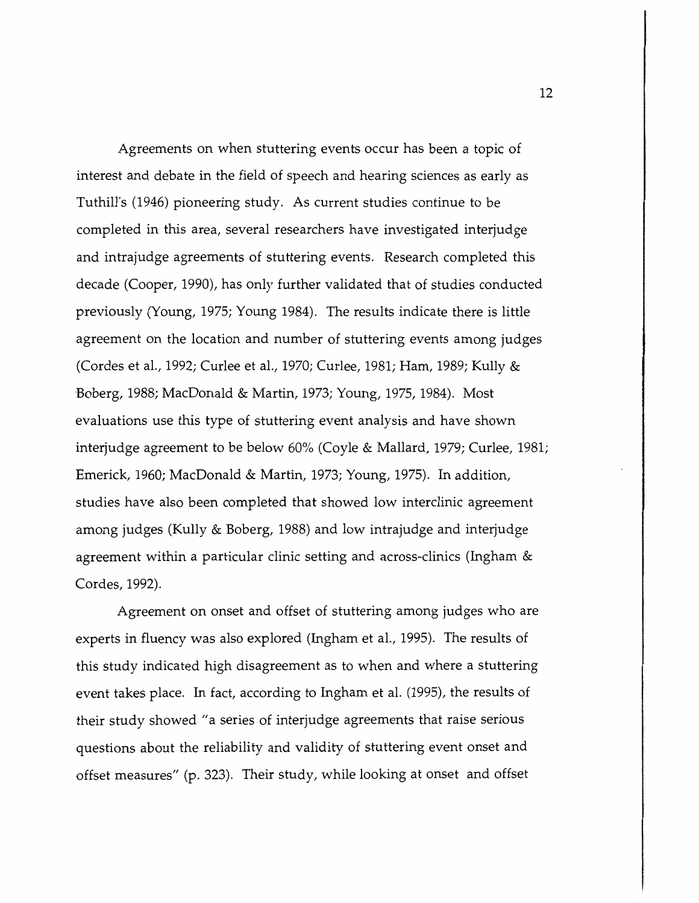Agreements on when stuttering events occur has been a topic of interest and debate in the field of speech and hearing sciences as early as Tuthill's (1946) pioneering study. As current studies continue to be completed in this area, several researchers have investigated interjudge and intrajudge agreements of stuttering events. Research completed this decade (Cooper, 1990), has only further validated that of studies conducted previously (Young, 1975; Young 1984). The results indicate there is little agreement on the location and number of stuttering events among judges (Cordes et al., 1992; Curlee et al., 1970; Curlee, 1981; Ham, 1989; Kully & Boberg, 1988; MacDonald & Martin, 1973; Young, 1975, 1984). Most evaluations use this type of stuttering event analysis and have shown interjudge agreement to be below 60% (Coyle & Mallard, 1979; Curlee, 1981; Emerick, 1960; MacDonald & Martin, 1973; Young, 1975). In addition, studies have also been completed that showed low interclinic agreement among judges (Kully & Boberg, 1988) and low intrajudge and interjudge agreement within a particular clinic setting and across-clinics (Ingham & Cordes, 1992).

Agreement on onset and offset of stuttering among judges who are experts in fluency was also explored (Ingham et al., 1995). The results of this study indicated high disagreement as to when and where a stuttering event takes place. In fact, according to Ingham et al. (1995), the results of their study showed "a series of interjudge agreements that raise serious questions about the reliability and validity of stuttering event onset and offset measures" (p. 323). Their study, while looking at onset and offset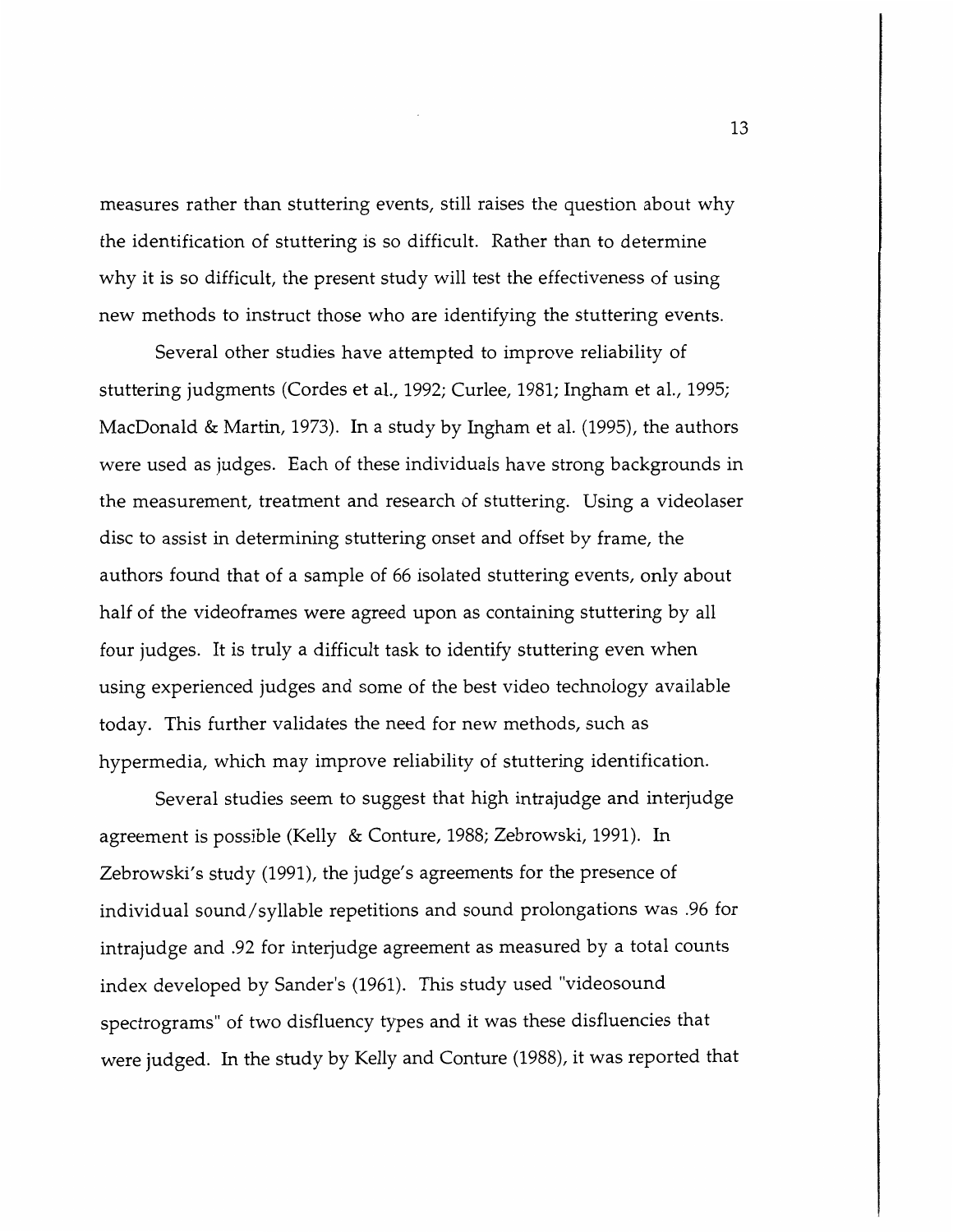measures rather than stuttering events, still raises the question about why the identification of stuttering is so difficult. Rather than to determine why it is so difficult, the present study will test the effectiveness of using new methods to instruct those who are identifying the stuttering events.

Several other studies have attempted to improve reliability of stuttering judgments (Cordes et al., 1992; Curlee, 1981; Ingham et al., 1995; MacDonald & Martin, 1973). In a study by Ingham et al. (1995), the authors were used as judges. Each of these individuals have strong backgrounds in the measurement, treatment and research of stuttering. Using a videolaser disc to assist in determining stuttering onset and offset by frame, the authors found that of a sample of 66 isolated stuttering events, only about half of the videoframes were agreed upon as containing stuttering by all four judges. It is truly a difficult task to identify stuttering even when using experienced judges and some of the best video technology available today. This further validates the need for new methods, such as hypermedia, which may improve reliability of stuttering identification.

Several studies seem to suggest that high intrajudge and interjudge agreement is possible (Kelly & Conture, 1988; Zebrowski, 1991). In Zebrowski's study (1991), the judge's agreements for the presence of individual sound/syllable repetitions and sound prolongations was .96 for intrajudge and .92 for interjudge agreement as measured by a total counts index developed by Sander's (1961). This study used "videosound spectrograms" of two disfluency types and it was these disfluencies that were judged. In the study by Kelly and Conture (1988), it was reported that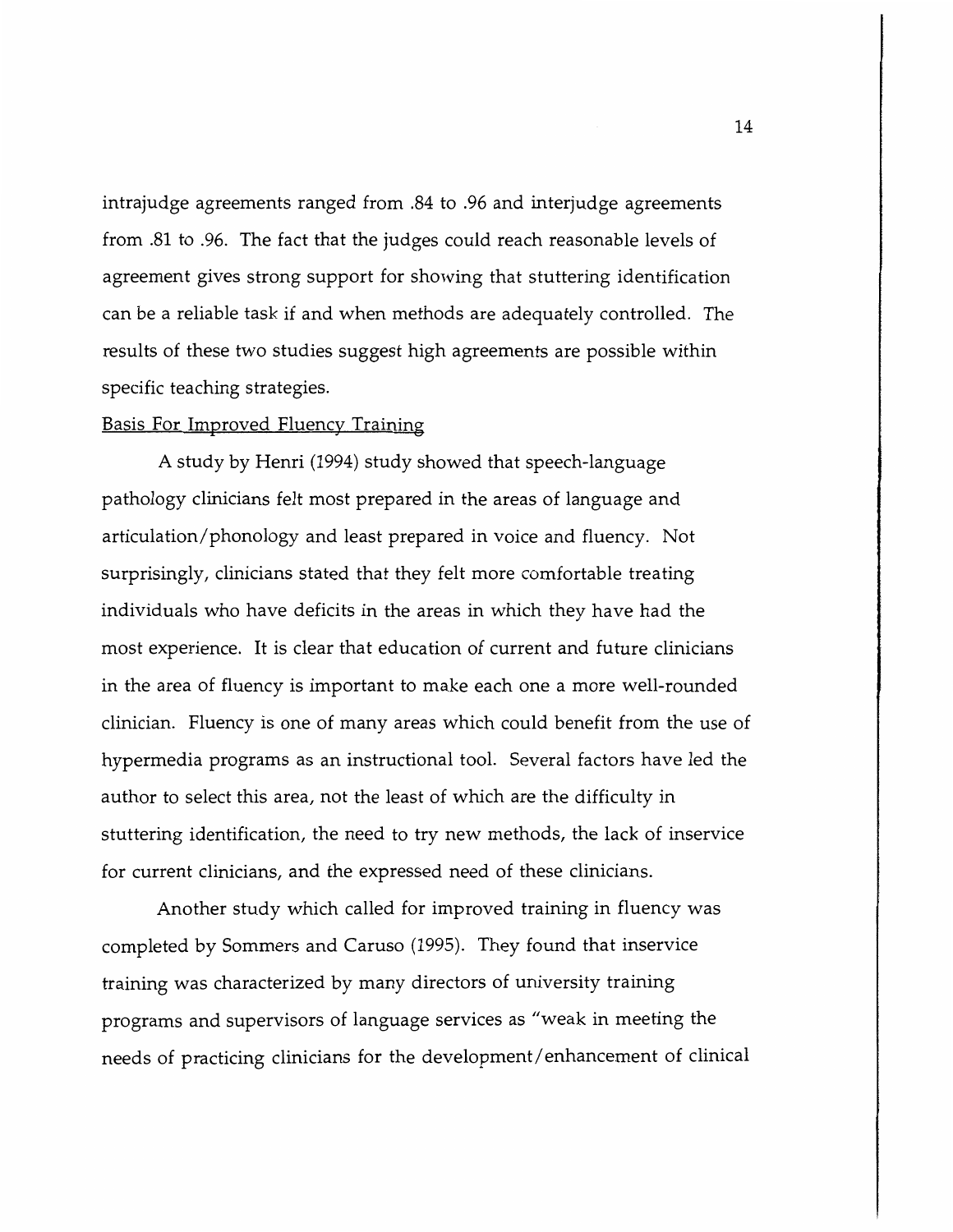intrajudge agreements ranged from .84 to .96 and interjudge agreements from .81 to .96. The fact that the judges could reach reasonable levels of agreement gives strong support for showing that stuttering identification can be a reliable task if and when methods are adequately controlled. The results of these two studies suggest high agreements are possible within specific teaching strategies.

### Basis For Improved Fluency Training

A study by Henri (1994) study showed that speech-language pathology clinicians felt most prepared in the areas of language and articulation/phonology and least prepared in voice and fluency. Not surprisingly, clinicians stated that they felt more comfortable treating individuals who have deficits in the areas in which they have had the most experience. It is clear that education of current and future clinicians in the area of fluency is important to make each one a more well-rounded clinician. Fluency is one of many areas which could benefit from the use of hypermedia programs as an instructional tool. Several factors have led the author to select this area, not the least of which are the difficulty in stuttering identification, the need to try new methods, the lack of inservice for current clinicians, and the expressed need of these clinicians.

Another study which called for improved training in fluency was completed by Sommers and Caruso (1995). They found that inservice training was characterized by many directors of university training programs and supervisors of language services as "weak in meeting the needs of practicing clinicians for the development/enhancement of clinical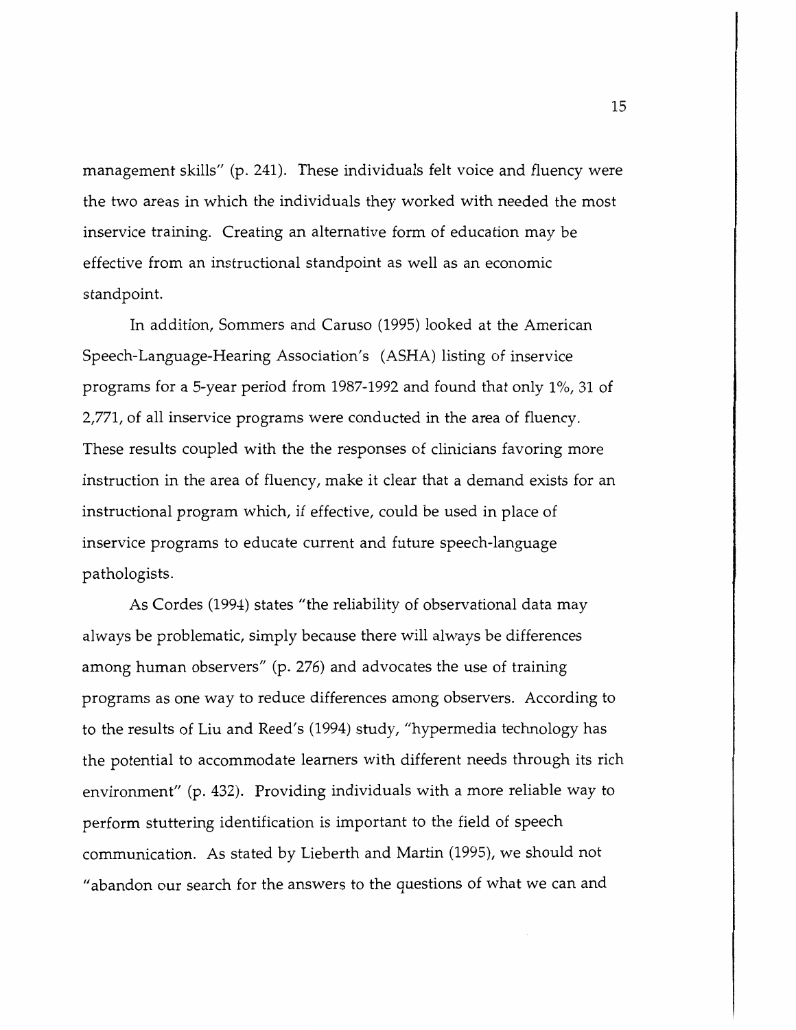management skills" (p. 241). These individuals felt voice and fluency were the two areas in which the individuals they worked with needed the most inservice training. Creating an alternative form of education may be effective from an instructional standpoint as well as an economic standpoint.

In addition, Sommers and Caruso (1995) looked at the American Speech-Language-Hearing Association's (ASHA) listing of inservice programs for a 5-year period from 1987-1992 and found that only 1%, 31 of 2,771, of all inservice programs were conducted in the area of fluency. These results coupled with the the responses of clinicians favoring more instruction in the area of fluency, make it clear that a demand exists for an instructional program which, if effective, could be used in place of inservice programs to educate current and future speech-language pathologists.

As Cordes (1994) states "the reliability of observational data may always be problematic, simply because there will always be differences among human observers" (p. 276) and advocates the use of training programs as one way to reduce differences among observers. According to to the results of Liu and Reed's (1994) study, "hypermedia technology has the potential to accommodate learners with different needs through its rich environment" (p. 432). Providing individuals with a more reliable way to perform stuttering identification is important to the field of speech communication. As stated by Lieberth and Martin (1995), we should not "abandon our search for the answers to the questions of what we can and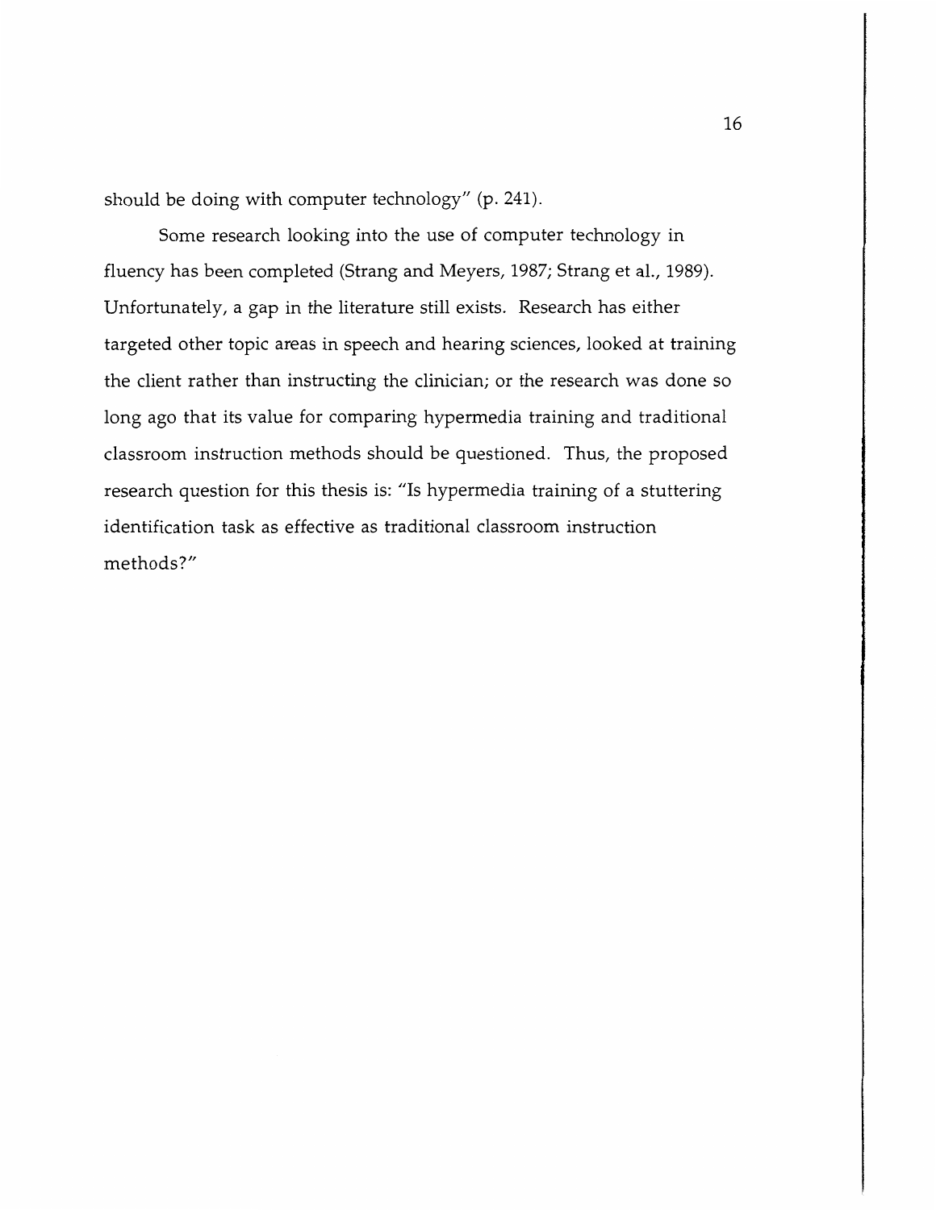should be doing with computer technology" (p. 241).

Some research looking into the use of computer technology in fluency has been completed (Strang and Meyers, 1987; Strang et al., 1989). Unfortunately, a gap in the literature still exists. Research has either targeted other topic areas in speech and hearing sciences, looked at training the client rather than instructing the clinician; or the research was done so long ago that its value for comparing hypermedia training and traditional classroom instruction methods should be questioned. Thus, the proposed research question for this thesis is: "Is hypermedia training of a stuttering identification task as effective as traditional classroom instruction methods?"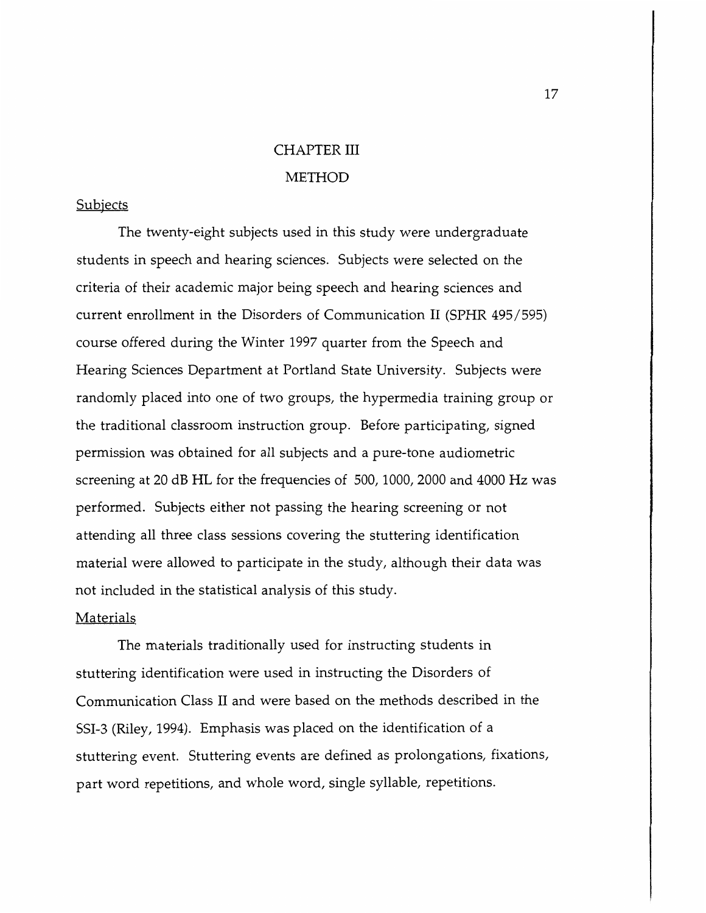# CHAPTER III

# METHOD

## Subjects

The twenty-eight subjects used in this study were undergraduate students in speech and hearing sciences. Subjects were selected on the criteria of their academic major being speech and hearing sciences and current enrollment in the Disorders of Communication II (SPHR 495/595) course offered during the Winter 1997 quarter from the Speech and Hearing Sciences Department at Portland State University. Subjects were randomly placed into one of two groups, the hypermedia training group or the traditional classroom instruction group. Before participating, signed permission was obtained for all subjects and a pure-tone audiometric screening at 20 dB HL for the frequencies of 500, 1000, 2000 and 4000 Hz was performed. Subjects either not passing the hearing screening or not attending all three class sessions covering the stuttering identification material were allowed to participate in the study, although their data was not included in the statistical analysis of this study.

## Materials

The materials traditionally used for instructing students in stuttering identification were used in instructing the Disorders of Communication Class II and were based on the methods described in the SSI-3 (Riley, 1994). Emphasis was placed on the identification of a stuttering event. Stuttering events are defined as prolongations, fixations, part word repetitions, and whole word, single syllable, repetitions.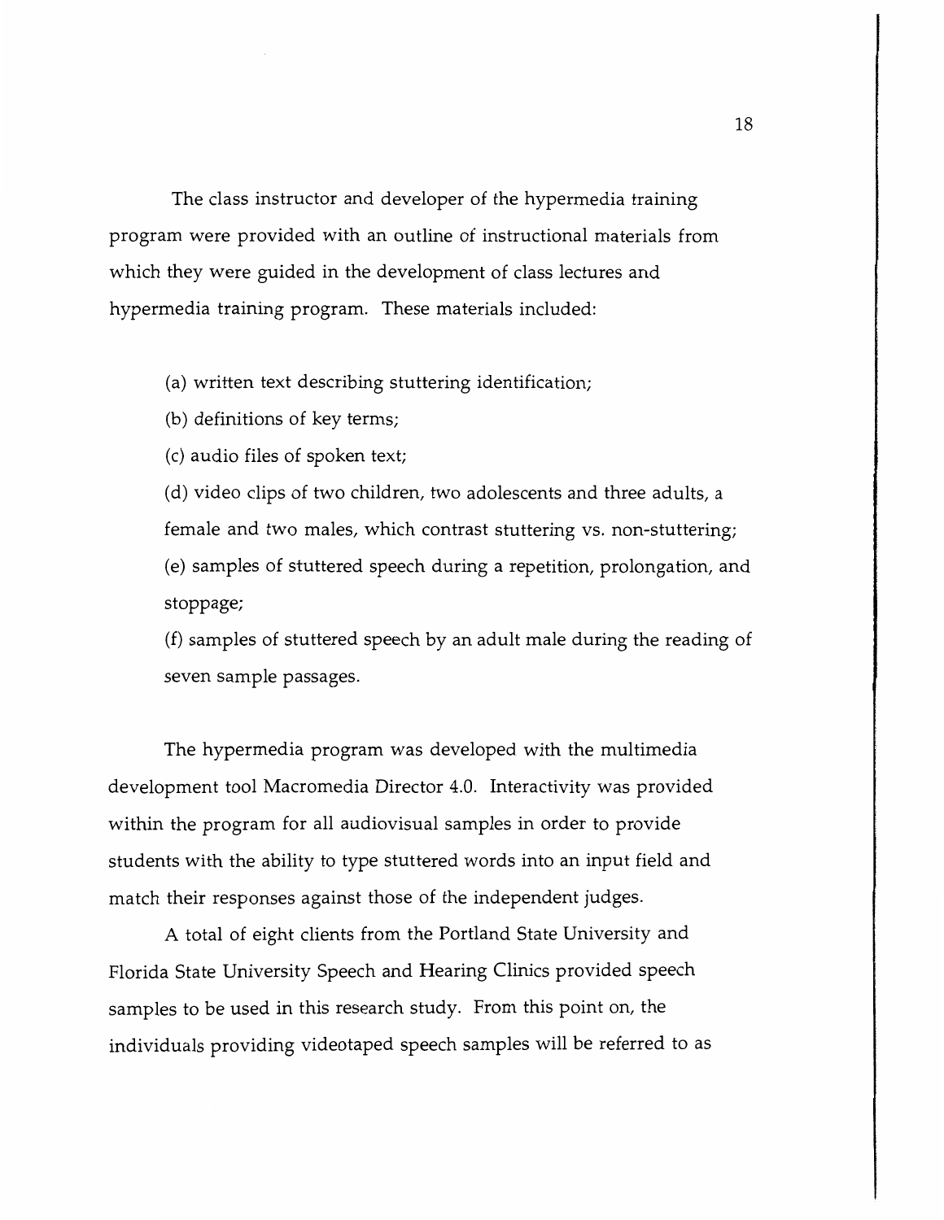The class instructor and developer of the hypermedia training program were provided with an outline of instructional materials from which they were guided in the development of class lectures and hypermedia training program. These materials included:

(a) written text describing stuttering identification;

(b) definitions of key terms;

(c) audio files of spoken text;

(d) video clips of two children, two adolescents and three adults, a female and two males, which contrast stuttering vs. non-stuttering;

(e) samples of stuttered speech during a repetition, prolongation, and stoppage;

(f) samples of stuttered speech by an adult male during the reading of seven sample passages.

The hypermedia program was developed with the multimedia development tool Macromedia Director 4.0. Interactivity was provided within the program for all audiovisual samples in order to provide students with the ability to type stuttered words into an input field and match their responses against those of the independent judges.

A total of eight clients from the Portland State University and Florida State University Speech and Hearing Clinics provided speech samples to be used in this research study. From this point on, the individuals providing videotaped speech samples will be referred to as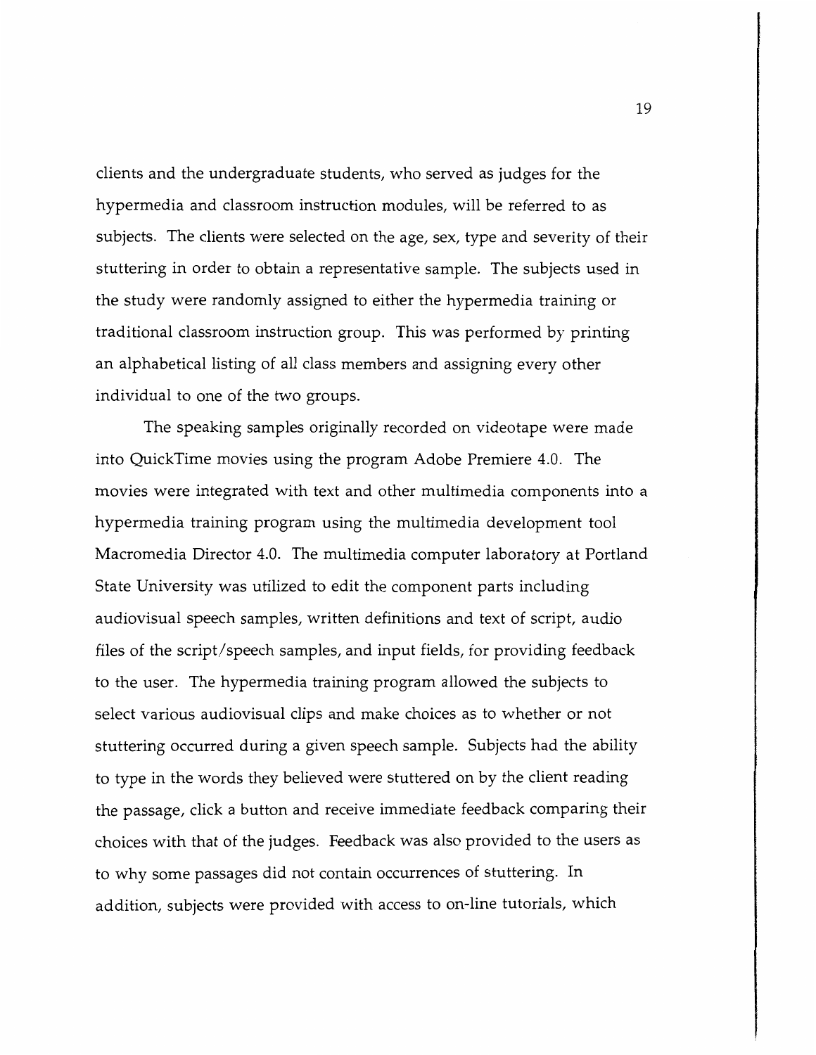clients and the undergraduate students, who served as judges for the hypermedia and classroom instruction modules, will be referred to as subjects. The clients were selected on the age, sex, type and severity of their stuttering in order to obtain a representative sample. The subjects used in the study were randomly assigned to either the hypermedia training or traditional classroom instruction group. This was performed by printing an alphabetical listing of all class members and assigning every other individual to one of the two groups.

The speaking samples originally recorded on videotape were made into QuickTime movies using the program Adobe Premiere 4.0. The movies were integrated with text and other multimedia components into a hypermedia training program using the multimedia development tool Macromedia Director 4.0. The multimedia computer laboratory at Portland State University was utilized to edit the component parts including audiovisual speech samples, written definitions and text of script, audio files of the script/speech samples, and input fields, for providing feedback to the user. The hypermedia training program allowed the subjects to select various audiovisual clips and make choices as to whether or not stuttering occurred during a given speech sample. Subjects had the ability to type in the words they believed were stuttered on by the client reading the passage, click a button and receive immediate feedback comparing their choices with that of the judges. Feedback was also provided to the users as to why some passages did not contain occurrences of stuttering. In addition, subjects were provided with access to on-line tutorials, which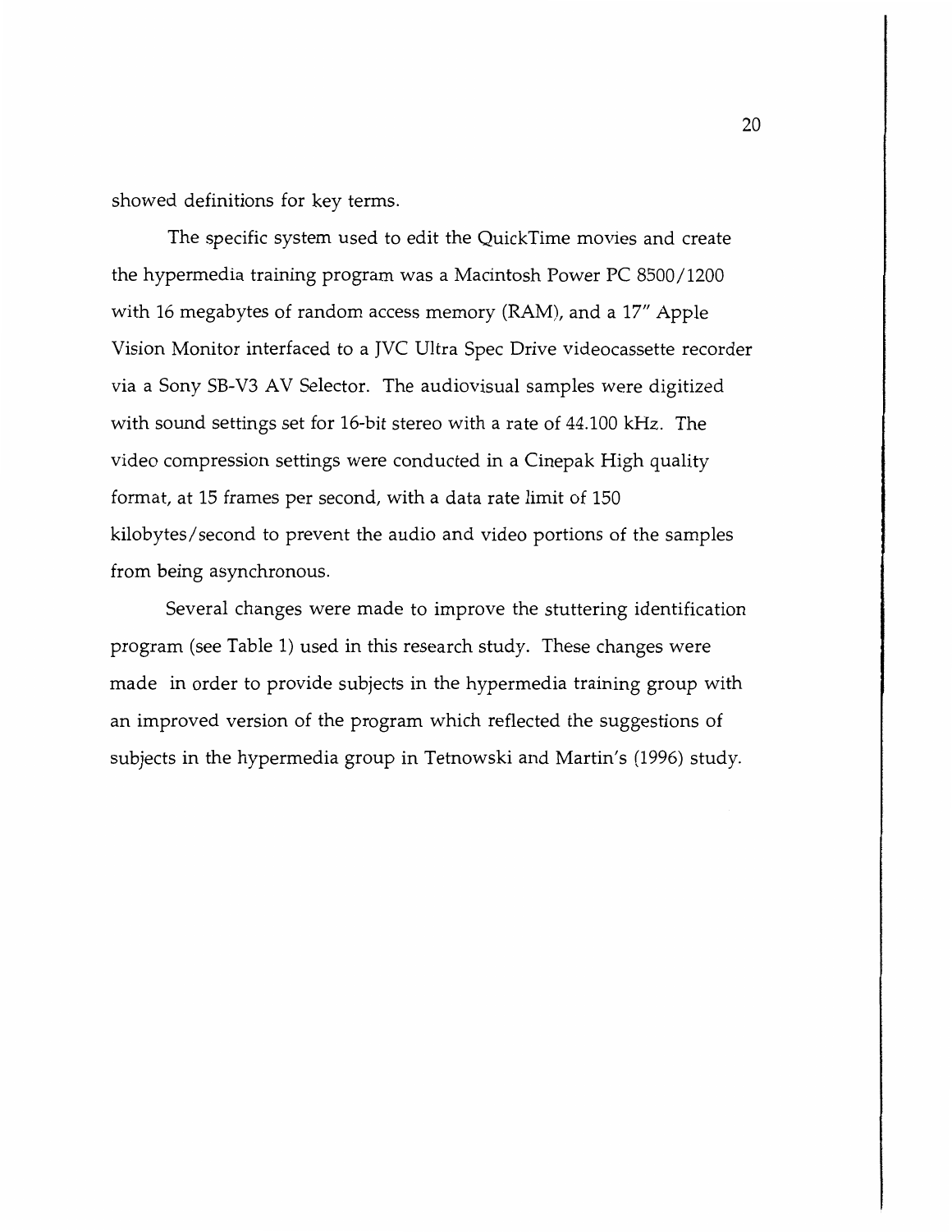showed definitions for key terms.

The specific system used to edit the QuickTime movies and create the hypermedia training program was a Macintosh Power PC 8500/1200 with 16 megabytes of random access memory (RAM), and a 17" Apple Vision Monitor interfaced to a JVC Ultra Spec Drive videocassette recorder via a Sony SB-V3 AV Selector. The audiovisual samples were digitized with sound settings set for 16-bit stereo with a rate of 44.100 kHz. The video compression settings were conducted in a Cinepak High quality format, at 15 frames per second, with a data rate limit of 150 kilobytes/second to prevent the audio and video portions of the samples from being asynchronous.

Several changes were made to improve the stuttering identification program (see Table 1) used in this research study. These changes were made in order to provide subjects in the hypermedia training group with an improved version of the program which reflected the suggestions of subjects in the hypermedia group in Tetnowski and Martin's (1996) study.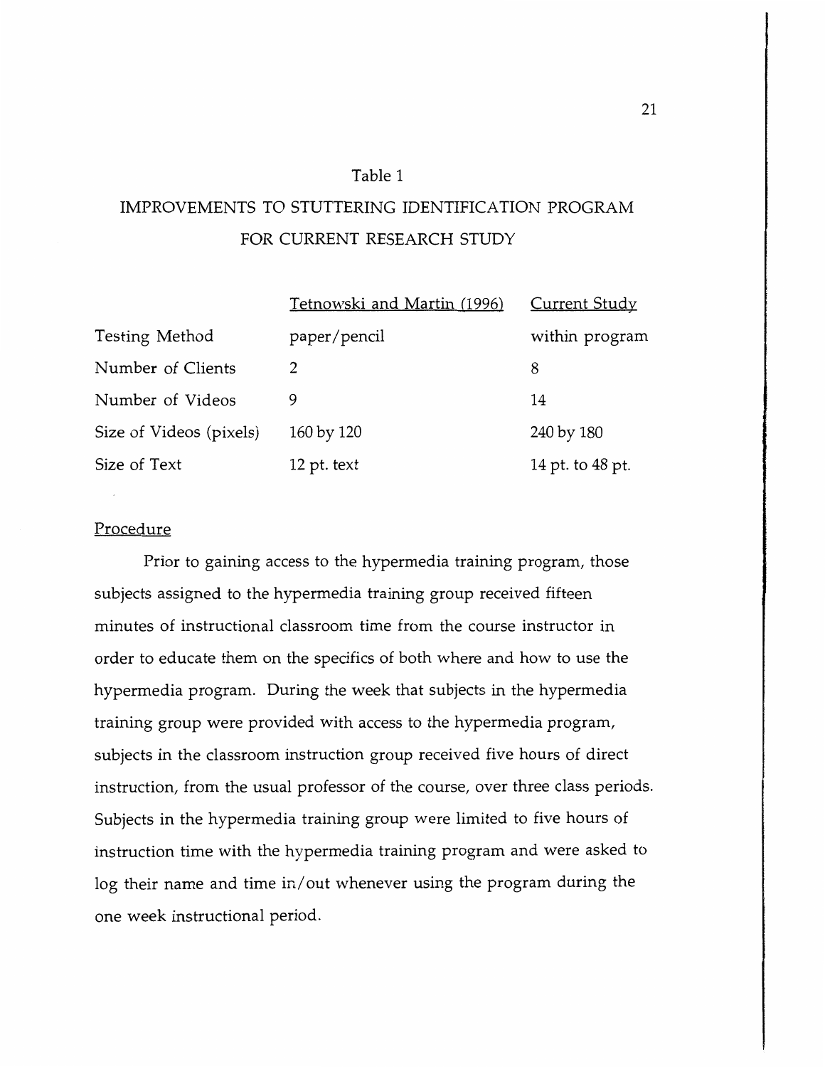Table 1

IMPROVEMENTS TO STUTTERING IDENTIFICATION PROGRAM FOR CURRENT RESEARCH STUDY

| | Tetnowski and Martin (1996) | Current Study |
|---|---|---|
| Testing Method | paper/pencil | within program |
| Number of Clients | 2 | 8 |
| Number of Videos | 9 | 14 |
| Size of Videos (pixels) | 160 by 120 | 240 by 180 |
| Size of Text | 12 pt. text | 14 pt. to 48 pt. |

## Procedure

Prior to gaining access to the hypermedia training program, those subjects assigned to the hypermedia training group received fifteen minutes of instructional classroom time from the course instructor in order to educate them on the specifics of both where and how to use the hypermedia program. During the week that subjects in the hypermedia training group were provided with access to the hypermedia program, subjects in the classroom instruction group received five hours of direct instruction, from the usual professor of the course, over three class periods. Subjects in the hypermedia training group were limited to five hours of instruction time with the hypermedia training program and were asked to log their name and time in/out whenever using the program during the one week instructional period.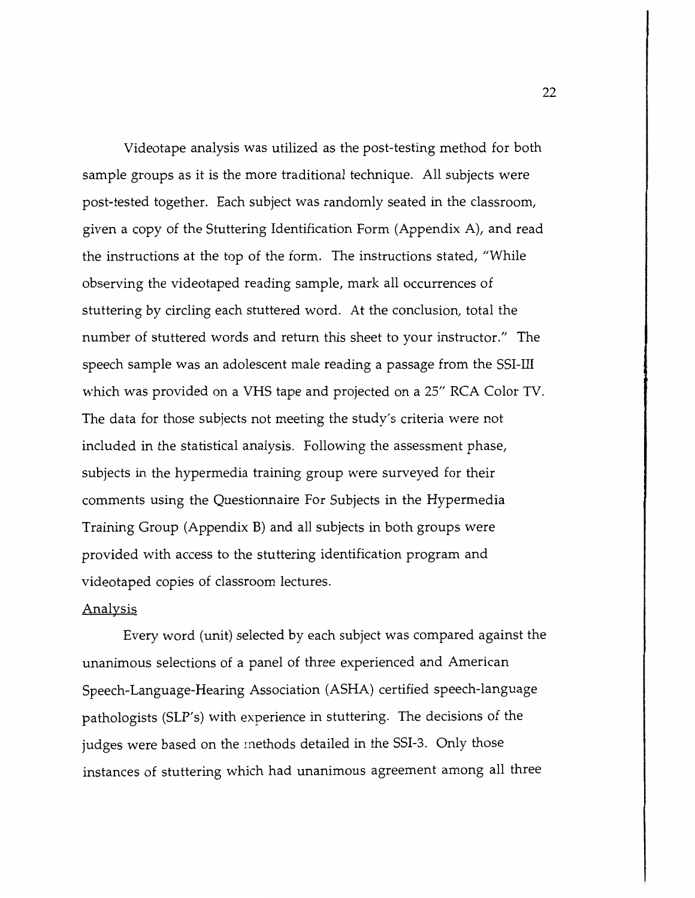Videotape analysis was utilized as the post-testing method for both sample groups as it is the more traditional technique. All subjects were post-tested together. Each subject was randomly seated in the classroom, given a copy of the Stuttering Identification Form (Appendix A), and read the instructions at the top of the form. The instructions stated, "While observing the videotaped reading sample, mark all occurrences of stuttering by circling each stuttered word. At the conclusion, total the number of stuttered words and return this sheet to your instructor." The speech sample was an adolescent male reading a passage from the SSI-III which was provided on a VHS tape and projected on a 25" RCA Color TV. The data for those subjects not meeting the study's criteria were not included in the statistical analysis. Following the assessment phase, subjects in the hypermedia training group were surveyed for their comments using the Questionnaire For Subjects in the Hypermedia Training Group (Appendix B) and all subjects in both groups were provided with access to the stuttering identification program and videotaped copies of classroom lectures.

Analysis

Every word (unit) selected by each subject was compared against the unanimous selections of a panel of three experienced and American Speech-Language-Hearing Association (ASHA) certified speech-language pathologists (SLP's) with experience in stuttering. The decisions of the judges were based on the methods detailed in the SSI-3. Only those instances of stuttering which had unanimous agreement among all three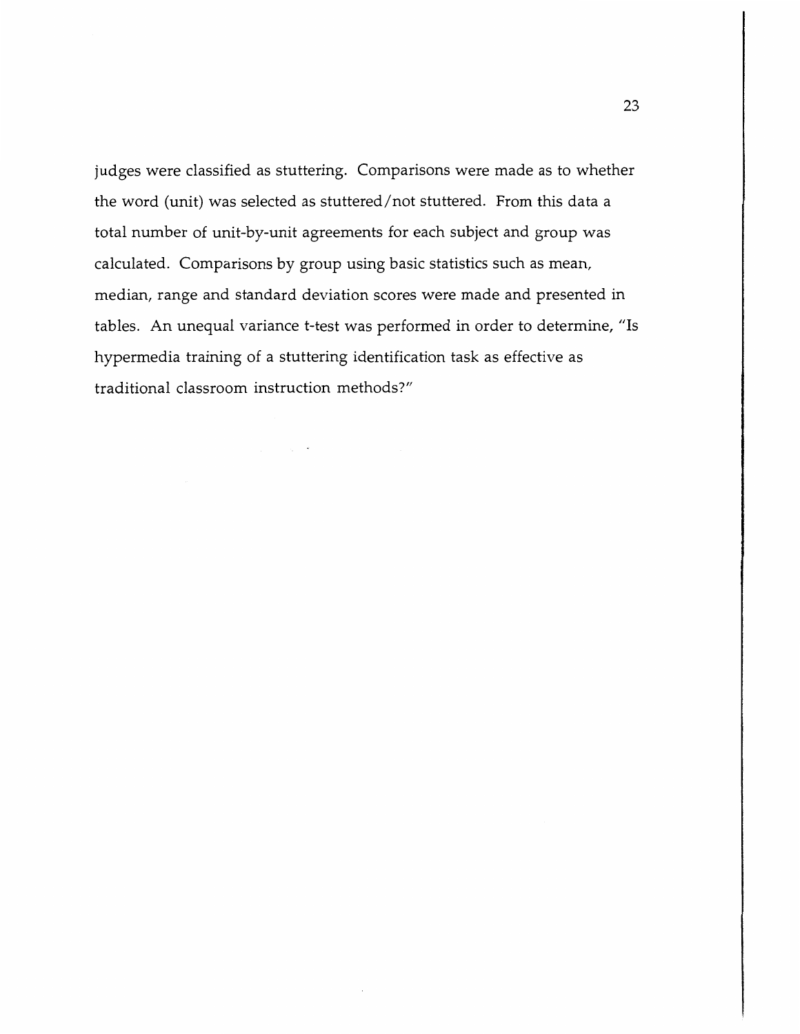judges were classified as stuttering. Comparisons were made as to whether the word (unit) was selected as stuttered/not stuttered. From this data a total number of unit-by-unit agreements for each subject and group was calculated. Comparisons by group using basic statistics such as mean, median, range and standard deviation scores were made and presented in tables. An unequal variance t-test was performed in order to determine, "Is hypermedia training of a stuttering identification task as effective as traditional classroom instruction methods?"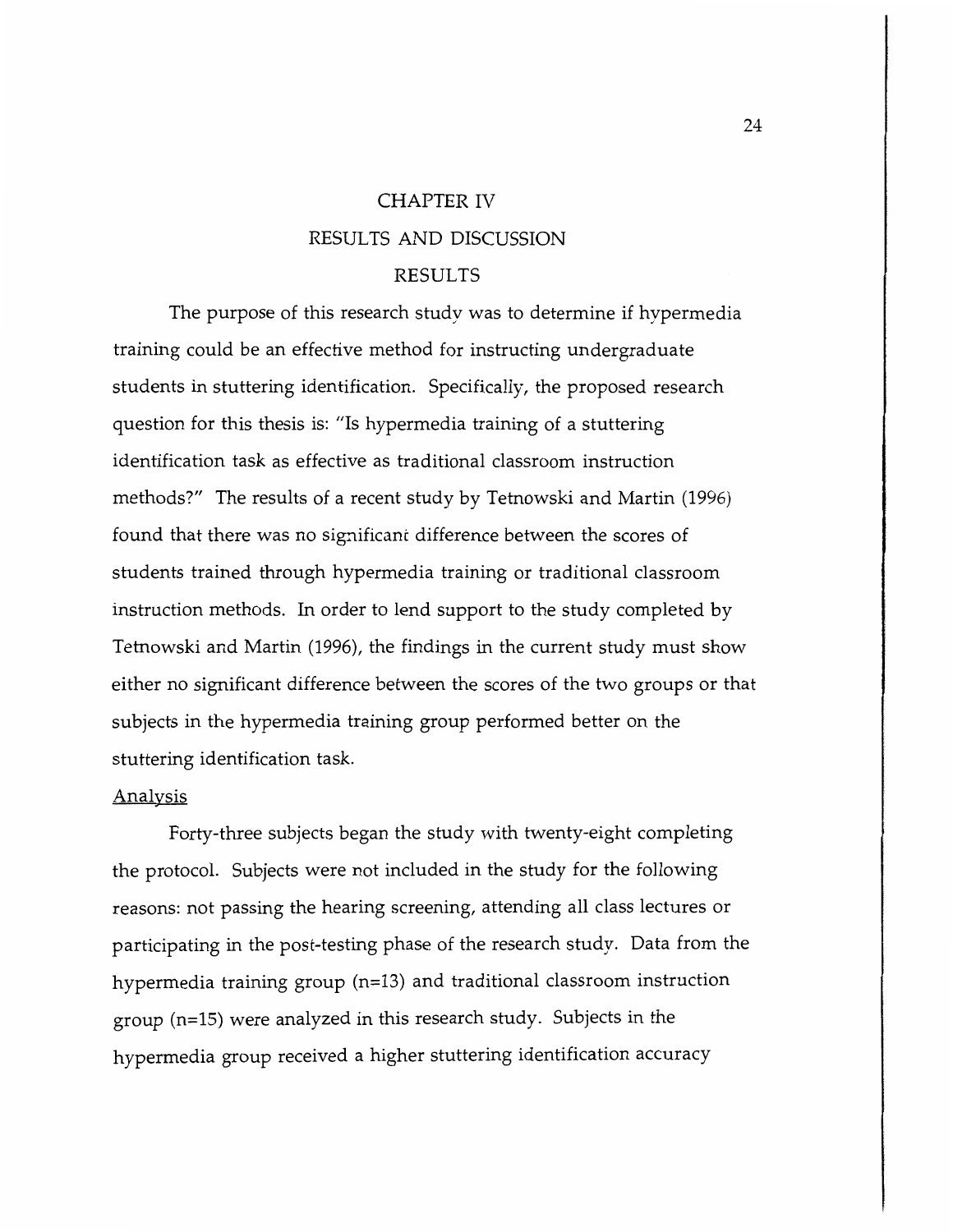# CHAPTER IV

# RESULTS AND DISCUSSION

## RESULTS

The purpose of this research study was to determine if hypermedia training could be an effective method for instructing undergraduate students in stuttering identification. Specifically, the proposed research question for this thesis is: "Is hypermedia training of a stuttering identification task as effective as traditional classroom instruction methods?" The results of a recent study by Tetnowski and Martin (1996) found that there was no significant difference between the scores of students trained through hypermedia training or traditional classroom instruction methods. In order to lend support to the study completed by Tetnowski and Martin (1996), the findings in the current study must show either no significant difference between the scores of the two groups or that subjects in the hypermedia training group performed better on the stuttering identification task.

### Analysis

Forty-three subjects began the study with twenty-eight completing the protocol. Subjects were not included in the study for the following reasons: not passing the hearing screening, attending all class lectures or participating in the post-testing phase of the research study. Data from the hypermedia training group (n=13) and traditional classroom instruction group (n=15) were analyzed in this research study. Subjects in the hypermedia group received a higher stuttering identification accuracy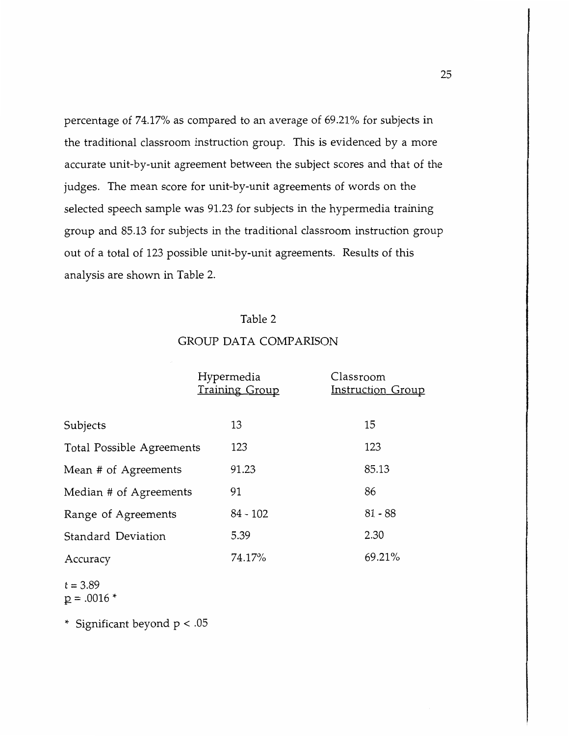percentage of 74.17% as compared to an average of 69.21% for subjects in the traditional classroom instruction group. This is evidenced by a more accurate unit-by-unit agreement between the subject scores and that of the judges. The mean score for unit-by-unit agreements of words on the selected speech sample was 91.23 for subjects in the hypermedia training group and 85.13 for subjects in the traditional classroom instruction group out of a total of 123 possible unit-by-unit agreements. Results of this analysis are shown in Table 2.

Table 2

GROUP DATA COMPARISON

| | Hypermedia Training Group | Classroom Instruction Group |
|---|---|---|
| Subjects | 13 | 15 |
| Total Possible Agreements | 123 | 123 |
| Mean # of Agreements | 91.23 | 85.13 |
| Median # of Agreements | 91 | 86 |
| Range of Agreements | 84 - 102 | 81 - 88 |
| Standard Deviation | 5.39 | 2.30 |
| Accuracy | 74.17% | 69.21% |

$t = 3.89$
$p = .0016$ *

* Significant beyond $p < .05$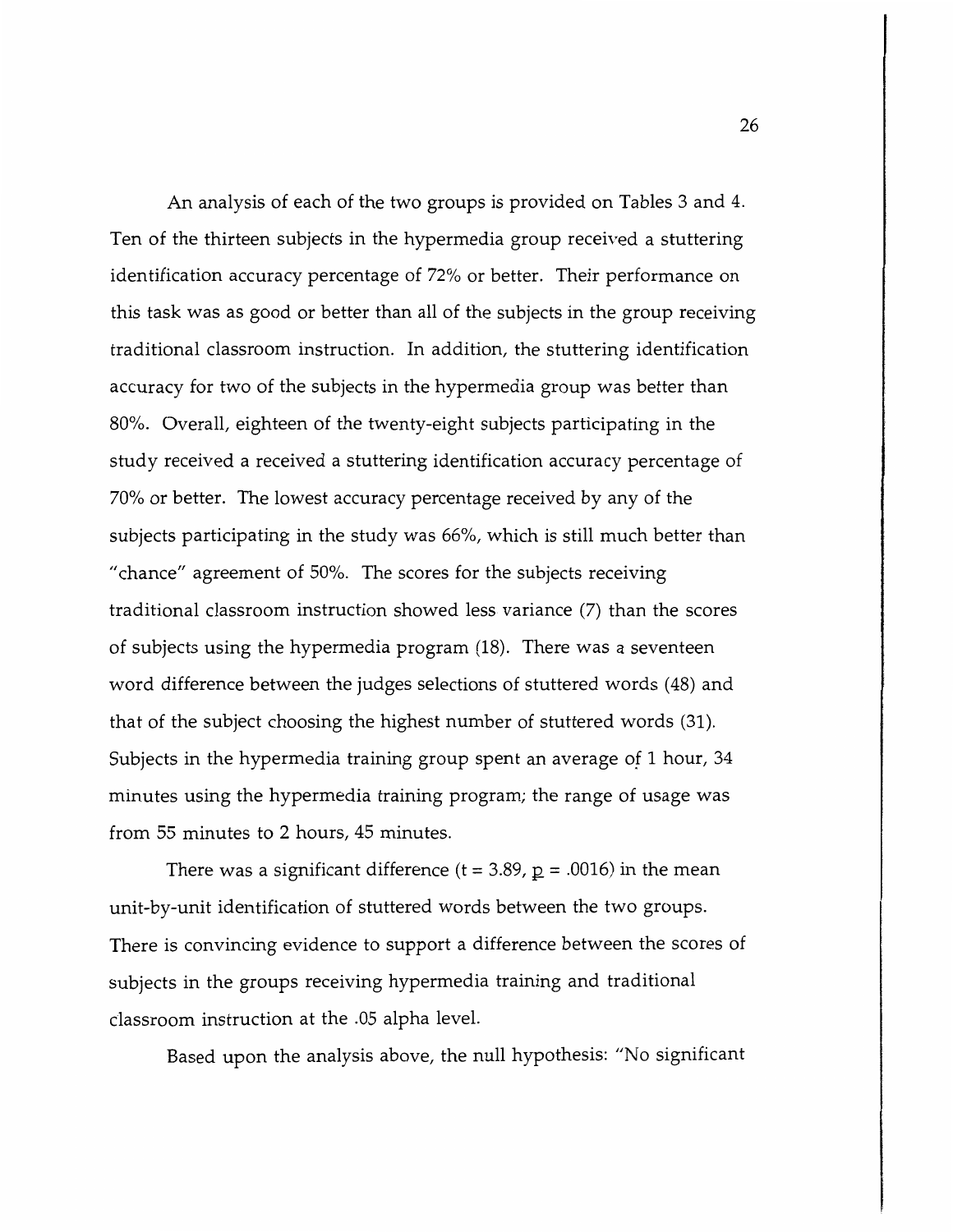An analysis of each of the two groups is provided on Tables 3 and 4. Ten of the thirteen subjects in the hypermedia group received a stuttering identification accuracy percentage of 72% or better. Their performance on this task was as good or better than all of the subjects in the group receiving traditional classroom instruction. In addition, the stuttering identification accuracy for two of the subjects in the hypermedia group was better than 80%. Overall, eighteen of the twenty-eight subjects participating in the study received a received a stuttering identification accuracy percentage of 70% or better. The lowest accuracy percentage received by any of the subjects participating in the study was 66%, which is still much better than "chance" agreement of 50%. The scores for the subjects receiving traditional classroom instruction showed less variance (7) than the scores of subjects using the hypermedia program (18). There was a seventeen word difference between the judges selections of stuttered words (48) and that of the subject choosing the highest number of stuttered words (31). Subjects in the hypermedia training group spent an average of 1 hour, 34 minutes using the hypermedia training program; the range of usage was from 55 minutes to 2 hours, 45 minutes.

There was a significant difference ($t = 3.89$, $p = .0016$) in the mean unit-by-unit identification of stuttered words between the two groups. There is convincing evidence to support a difference between the scores of subjects in the groups receiving hypermedia training and traditional classroom instruction at the .05 alpha level.

Based upon the analysis above, the null hypothesis: "No significant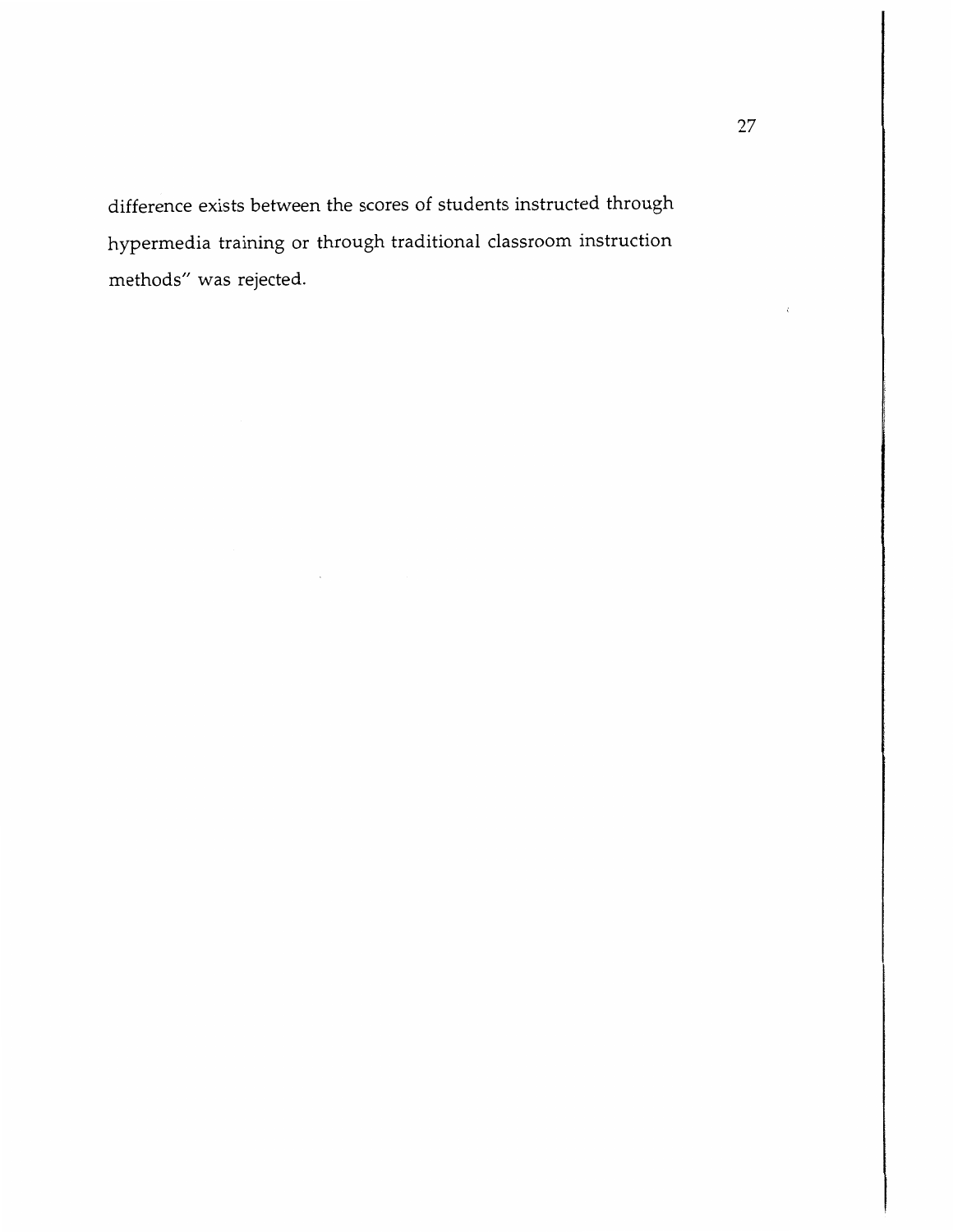difference exists between the scores of students instructed through hypermedia training or through traditional classroom instruction methods" was rejected.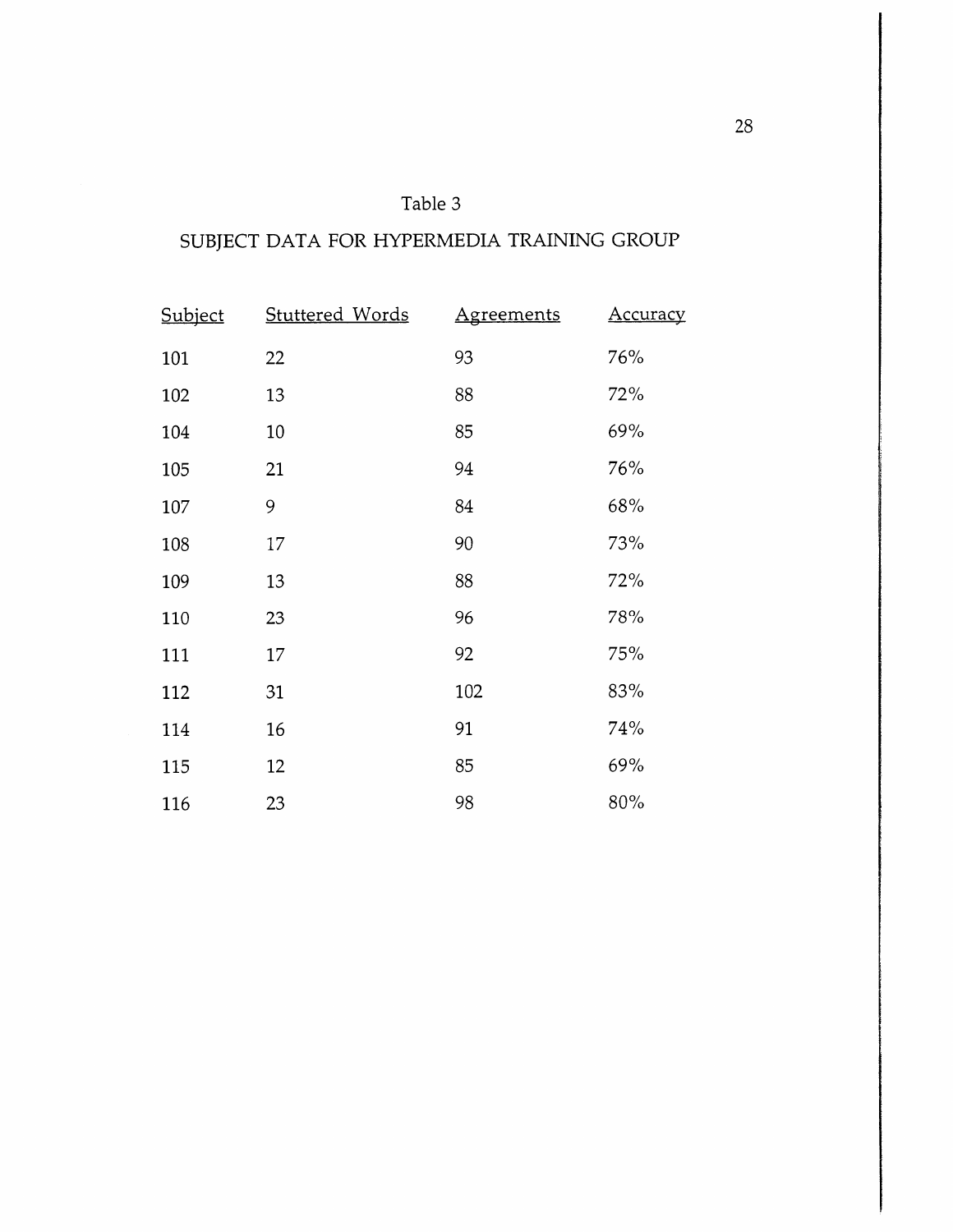Table 3

SUBJECT DATA FOR HYPERMEDIA TRAINING GROUP

| Subject | Stuttered Words | Agreements | Accuracy |
|---|---|---|---|
| 101 | 22 | 93 | 76% |
| 102 | 13 | 88 | 72% |
| 104 | 10 | 85 | 69% |
| 105 | 21 | 94 | 76% |
| 107 | 9 | 84 | 68% |
| 108 | 17 | 90 | 73% |
| 109 | 13 | 88 | 72% |
| 110 | 23 | 96 | 78% |
| 111 | 17 | 92 | 75% |
| 112 | 31 | 102 | 83% |
| 114 | 16 | 91 | 74% |
| 115 | 12 | 85 | 69% |
| 116 | 23 | 98 | 80% |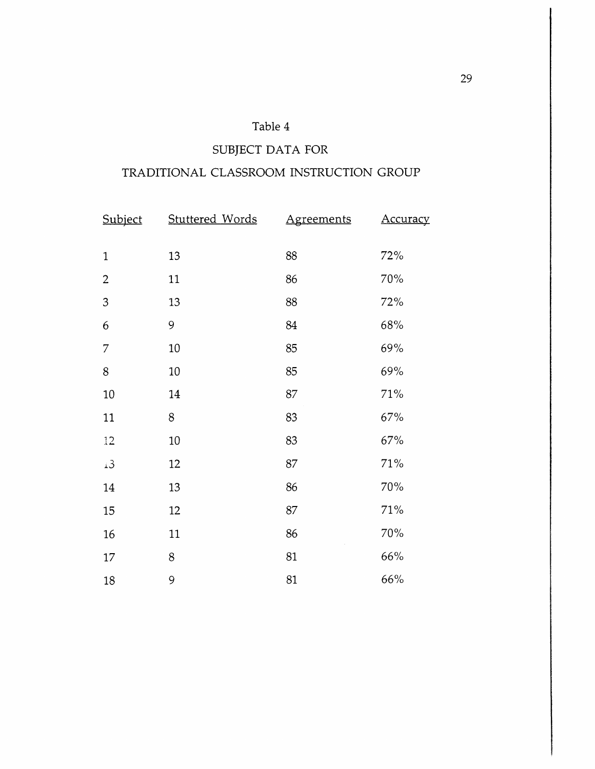Table 4

SUBJECT DATA FOR

TRADITIONAL CLASSROOM INSTRUCTION GROUP

| Subject | Stuttered Words | Agreements | Accuracy |
|---|---|---|---|
| 1 | 13 | 88 | 72% |
| 2 | 11 | 86 | 70% |
| 3 | 13 | 88 | 72% |
| 6 | 9 | 84 | 68% |
| 7 | 10 | 85 | 69% |
| 8 | 10 | 85 | 69% |
| 10 | 14 | 87 | 71% |
| 11 | 8 | 83 | 67% |
| 12 | 10 | 83 | 67% |
| 13 | 12 | 87 | 71% |
| 14 | 13 | 86 | 70% |
| 15 | 12 | 87 | 71% |
| 16 | 11 | 86 | 70% |
| 17 | 8 | 81 | 66% |
| 18 | 9 | 81 | 66% |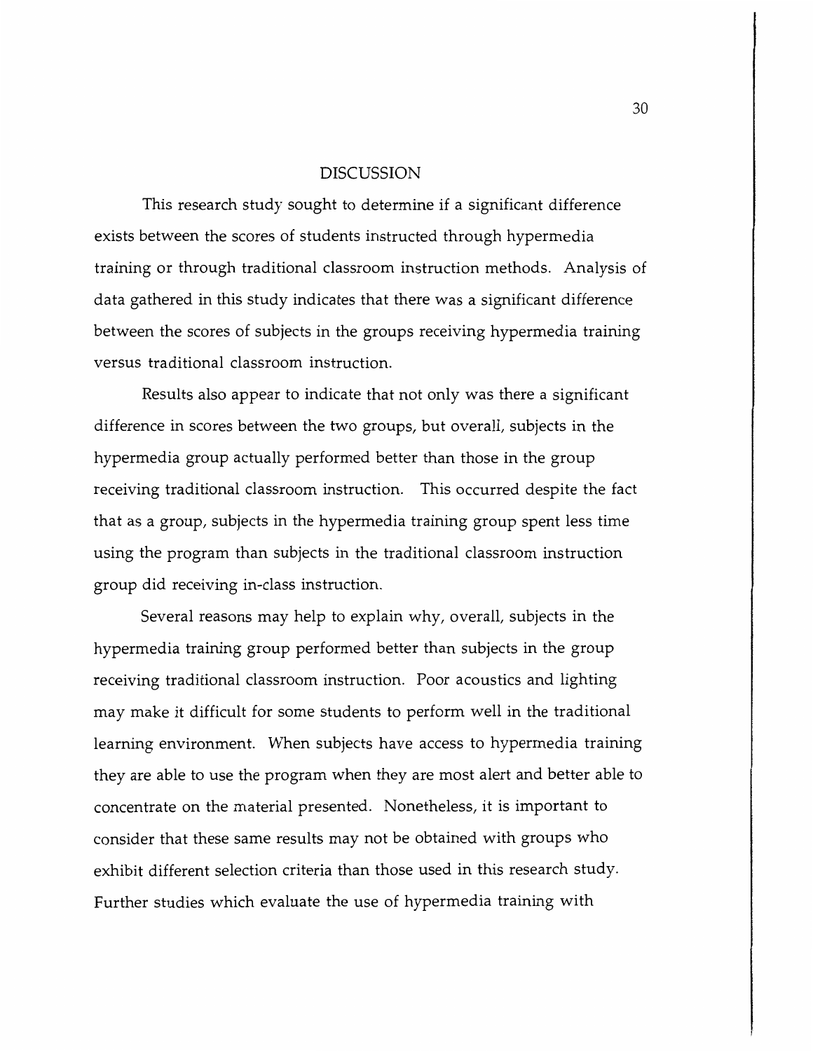# DISCUSSION

This research study sought to determine if a significant difference exists between the scores of students instructed through hypermedia training or through traditional classroom instruction methods. Analysis of data gathered in this study indicates that there was a significant difference between the scores of subjects in the groups receiving hypermedia training versus traditional classroom instruction.

Results also appear to indicate that not only was there a significant difference in scores between the two groups, but overall, subjects in the hypermedia group actually performed better than those in the group receiving traditional classroom instruction. This occurred despite the fact that as a group, subjects in the hypermedia training group spent less time using the program than subjects in the traditional classroom instruction group did receiving in-class instruction.

Several reasons may help to explain why, overall, subjects in the hypermedia training group performed better than subjects in the group receiving traditional classroom instruction. Poor acoustics and lighting may make it difficult for some students to perform well in the traditional learning environment. When subjects have access to hypermedia training they are able to use the program when they are most alert and better able to concentrate on the material presented. Nonetheless, it is important to consider that these same results may not be obtained with groups who exhibit different selection criteria than those used in this research study. Further studies which evaluate the use of hypermedia training with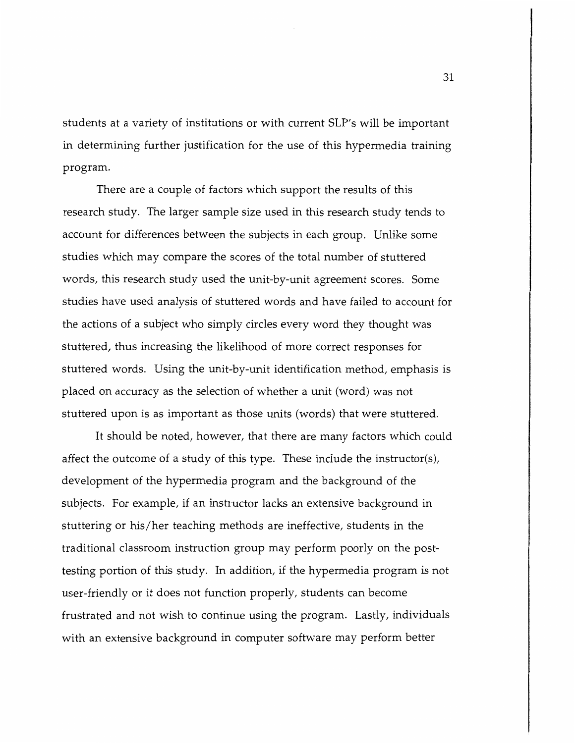students at a variety of institutions or with current SLP's will be important in determining further justification for the use of this hypermedia training program.

There are a couple of factors which support the results of this research study. The larger sample size used in this research study tends to account for differences between the subjects in each group. Unlike some studies which may compare the scores of the total number of stuttered words, this research study used the unit-by-unit agreement scores. Some studies have used analysis of stuttered words and have failed to account for the actions of a subject who simply circles every word they thought was stuttered, thus increasing the likelihood of more correct responses for stuttered words. Using the unit-by-unit identification method, emphasis is placed on accuracy as the selection of whether a unit (word) was not stuttered upon is as important as those units (words) that were stuttered.

It should be noted, however, that there are many factors which could affect the outcome of a study of this type. These include the instructor(s), development of the hypermedia program and the background of the subjects. For example, if an instructor lacks an extensive background in stuttering or his/her teaching methods are ineffective, students in the traditional classroom instruction group may perform poorly on the post-testing portion of this study. In addition, if the hypermedia program is not user-friendly or it does not function properly, students can become frustrated and not wish to continue using the program. Lastly, individuals with an extensive background in computer software may perform better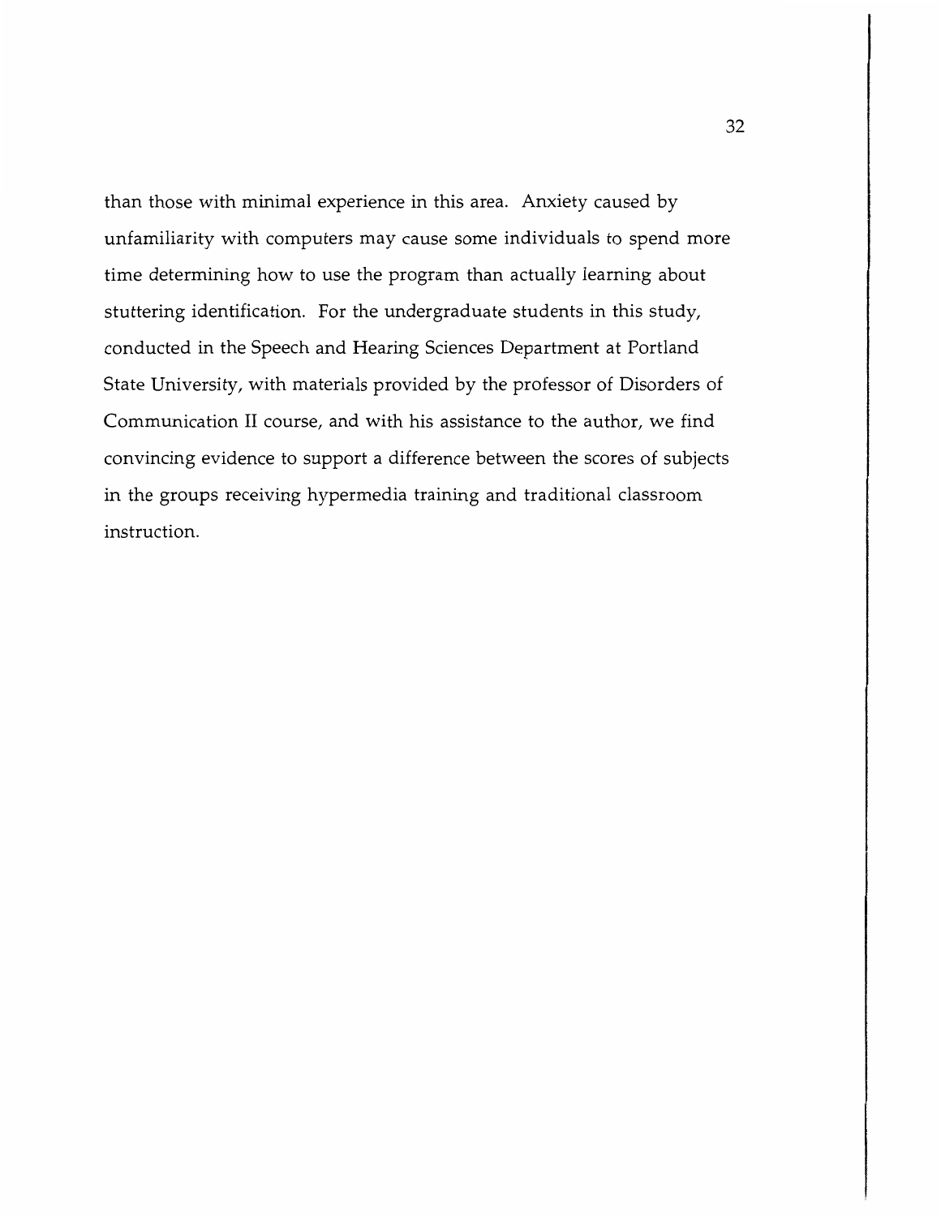than those with minimal experience in this area. Anxiety caused by unfamiliarity with computers may cause some individuals to spend more time determining how to use the program than actually learning about stuttering identification. For the undergraduate students in this study, conducted in the Speech and Hearing Sciences Department at Portland State University, with materials provided by the professor of Disorders of Communication II course, and with his assistance to the author, we find convincing evidence to support a difference between the scores of subjects in the groups receiving hypermedia training and traditional classroom instruction.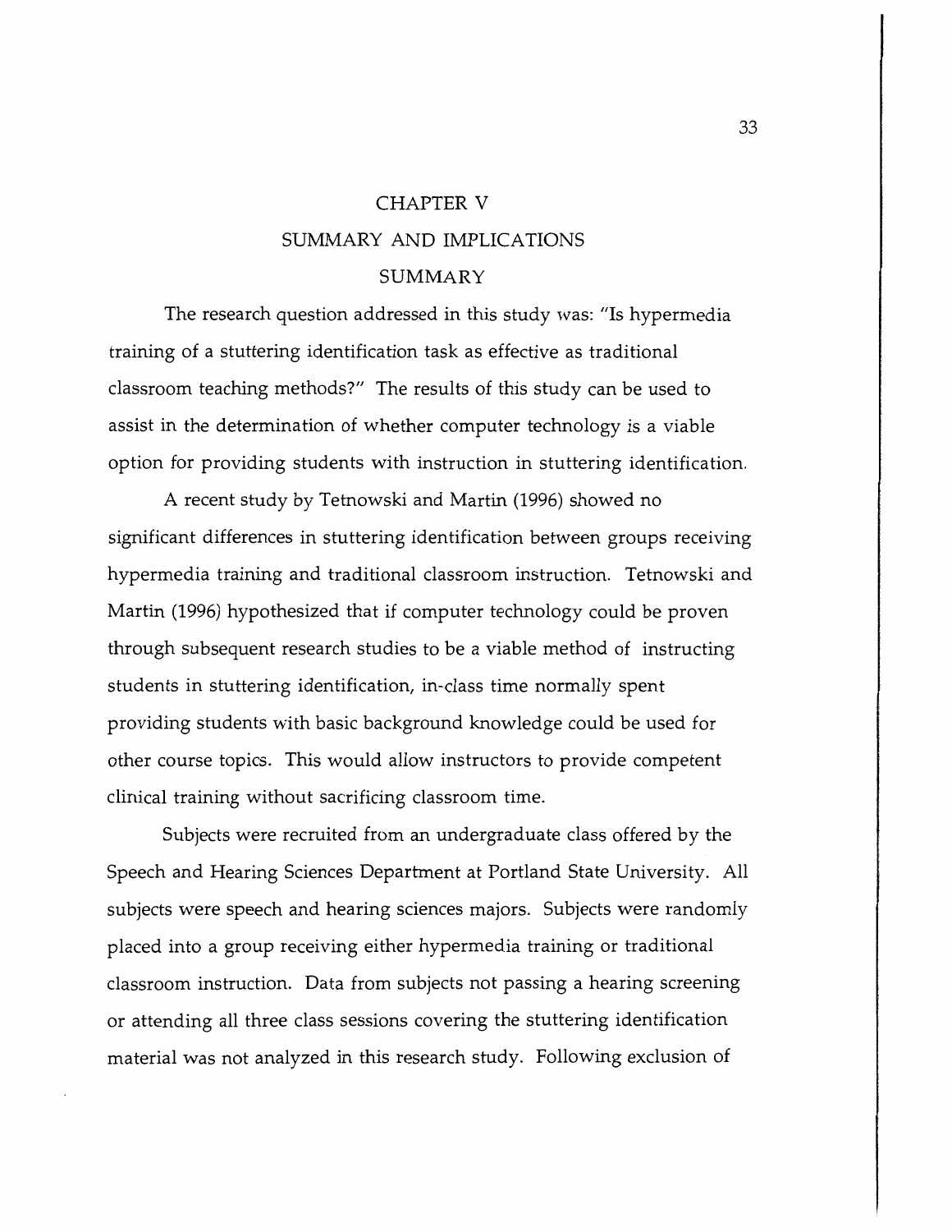# CHAPTER V

# SUMMARY AND IMPLICATIONS

## SUMMARY

The research question addressed in this study was: "Is hypermedia training of a stuttering identification task as effective as traditional classroom teaching methods?" The results of this study can be used to assist in the determination of whether computer technology is a viable option for providing students with instruction in stuttering identification.

A recent study by Tetnowski and Martin (1996) showed no significant differences in stuttering identification between groups receiving hypermedia training and traditional classroom instruction. Tetnowski and Martin (1996) hypothesized that if computer technology could be proven through subsequent research studies to be a viable method of instructing students in stuttering identification, in-class time normally spent providing students with basic background knowledge could be used for other course topics. This would allow instructors to provide competent clinical training without sacrificing classroom time.

Subjects were recruited from an undergraduate class offered by the Speech and Hearing Sciences Department at Portland State University. All subjects were speech and hearing sciences majors. Subjects were randomly placed into a group receiving either hypermedia training or traditional classroom instruction. Data from subjects not passing a hearing screening or attending all three class sessions covering the stuttering identification material was not analyzed in this research study. Following exclusion of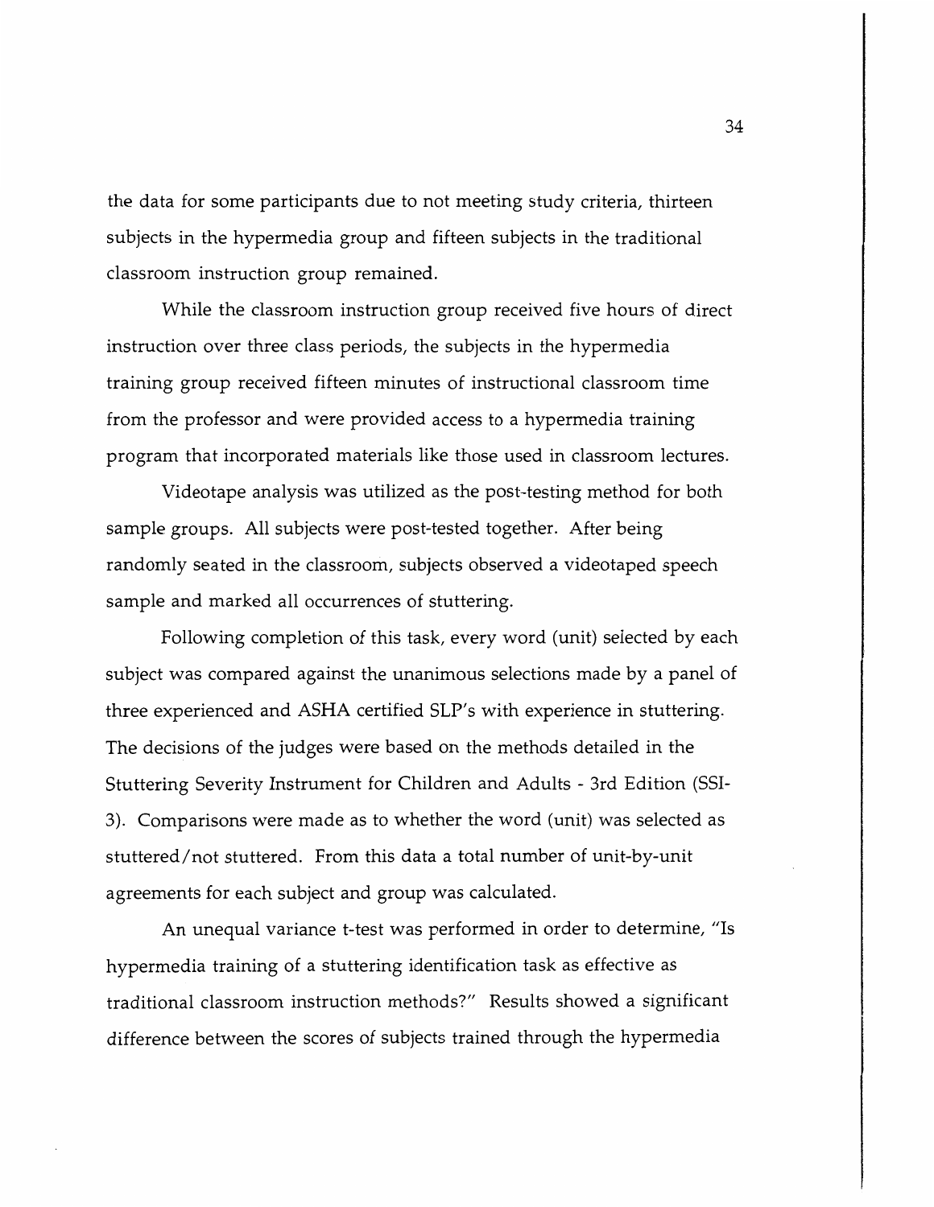the data for some participants due to not meeting study criteria, thirteen subjects in the hypermedia group and fifteen subjects in the traditional classroom instruction group remained.

While the classroom instruction group received five hours of direct instruction over three class periods, the subjects in the hypermedia training group received fifteen minutes of instructional classroom time from the professor and were provided access to a hypermedia training program that incorporated materials like those used in classroom lectures.

Videotape analysis was utilized as the post-testing method for both sample groups. All subjects were post-tested together. After being randomly seated in the classroom, subjects observed a videotaped speech sample and marked all occurrences of stuttering.

Following completion of this task, every word (unit) selected by each subject was compared against the unanimous selections made by a panel of three experienced and ASHA certified SLP's with experience in stuttering. The decisions of the judges were based on the methods detailed in the Stuttering Severity Instrument for Children and Adults - 3rd Edition (SSI-3). Comparisons were made as to whether the word (unit) was selected as stuttered/not stuttered. From this data a total number of unit-by-unit agreements for each subject and group was calculated.

An unequal variance t-test was performed in order to determine, "Is hypermedia training of a stuttering identification task as effective as traditional classroom instruction methods?" Results showed a significant difference between the scores of subjects trained through the hypermedia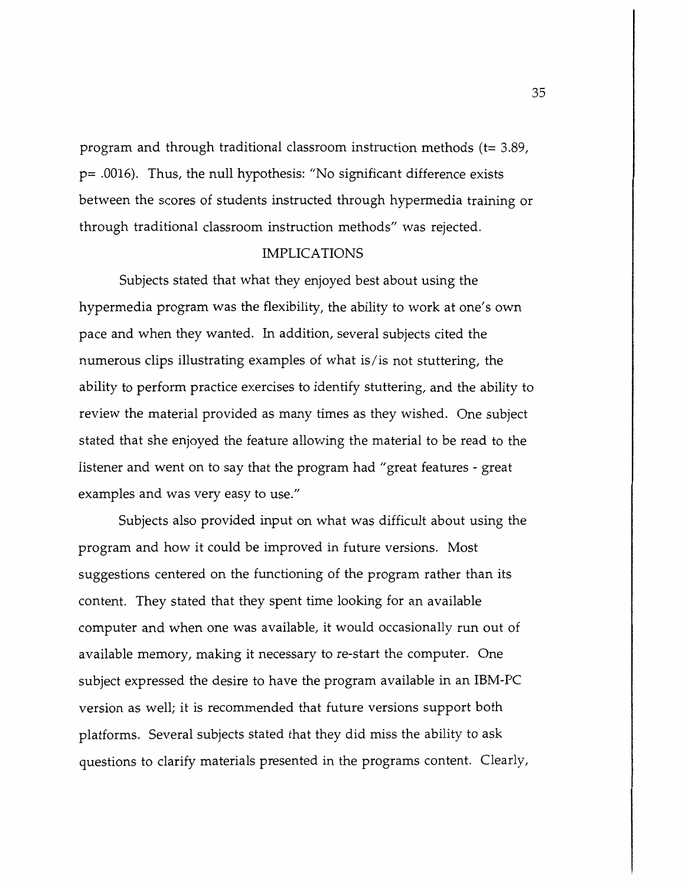program and through traditional classroom instruction methods ($t = 3.89$, $p = .0016$). Thus, the null hypothesis: "No significant difference exists between the scores of students instructed through hypermedia training or through traditional classroom instruction methods" was rejected.

## IMPLICATIONS

Subjects stated that what they enjoyed best about using the hypermedia program was the flexibility, the ability to work at one's own pace and when they wanted. In addition, several subjects cited the numerous clips illustrating examples of what is/is not stuttering, the ability to perform practice exercises to identify stuttering, and the ability to review the material provided as many times as they wished. One subject stated that she enjoyed the feature allowing the material to be read to the listener and went on to say that the program had "great features - great examples and was very easy to use."

Subjects also provided input on what was difficult about using the program and how it could be improved in future versions. Most suggestions centered on the functioning of the program rather than its content. They stated that they spent time looking for an available computer and when one was available, it would occasionally run out of available memory, making it necessary to re-start the computer. One subject expressed the desire to have the program available in an IBM-PC version as well; it is recommended that future versions support both platforms. Several subjects stated that they did miss the ability to ask questions to clarify materials presented in the programs content. Clearly,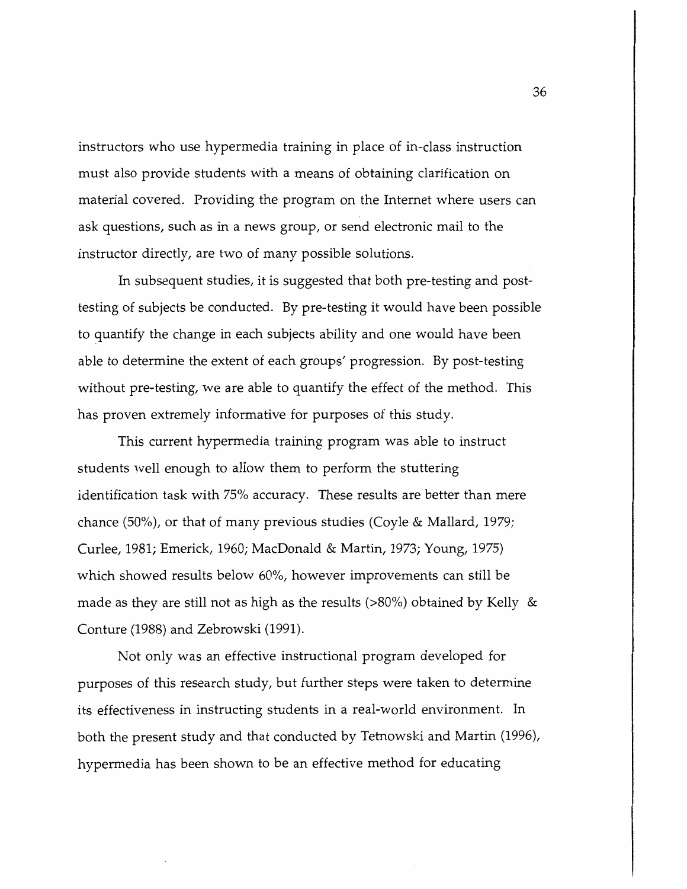instructors who use hypermedia training in place of in-class instruction must also provide students with a means of obtaining clarification on material covered. Providing the program on the Internet where users can ask questions, such as in a news group, or send electronic mail to the instructor directly, are two of many possible solutions.

In subsequent studies, it is suggested that both pre-testing and post-testing of subjects be conducted. By pre-testing it would have been possible to quantify the change in each subjects ability and one would have been able to determine the extent of each groups' progression. By post-testing without pre-testing, we are able to quantify the effect of the method. This has proven extremely informative for purposes of this study.

This current hypermedia training program was able to instruct students well enough to allow them to perform the stuttering identification task with 75% accuracy. These results are better than mere chance (50%), or that of many previous studies (Coyle & Mallard, 1979; Curlee, 1981; Emerick, 1960; MacDonald & Martin, 1973; Young, 1975) which showed results below 60%, however improvements can still be made as they are still not as high as the results (>80%) obtained by Kelly & Conture (1988) and Zebrowski (1991).

Not only was an effective instructional program developed for purposes of this research study, but further steps were taken to determine its effectiveness in instructing students in a real-world environment. In both the present study and that conducted by Tetnowski and Martin (1996), hypermedia has been shown to be an effective method for educating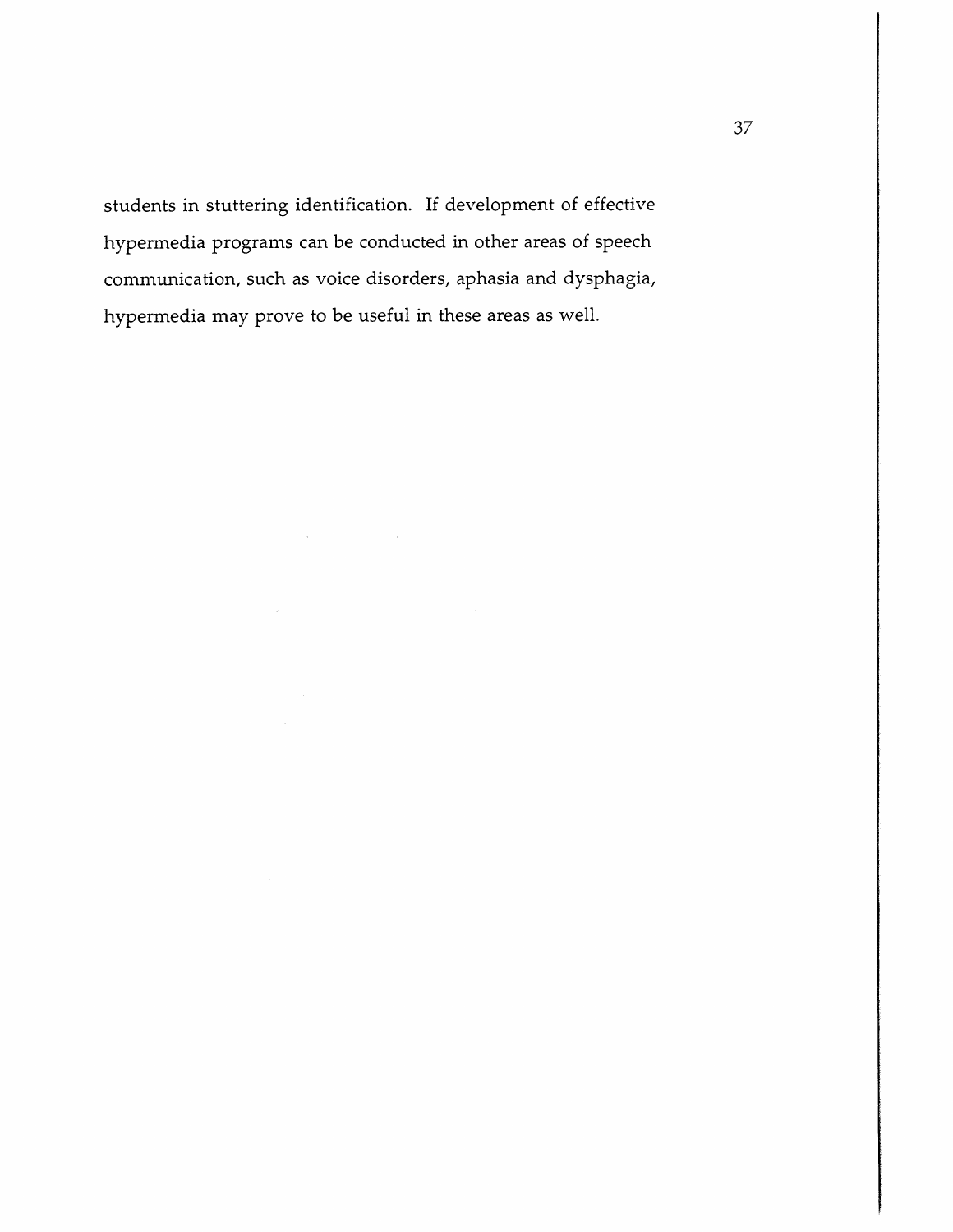students in stuttering identification. If development of effective hypermedia programs can be conducted in other areas of speech communication, such as voice disorders, aphasia and dysphagia, hypermedia may prove to be useful in these areas as well.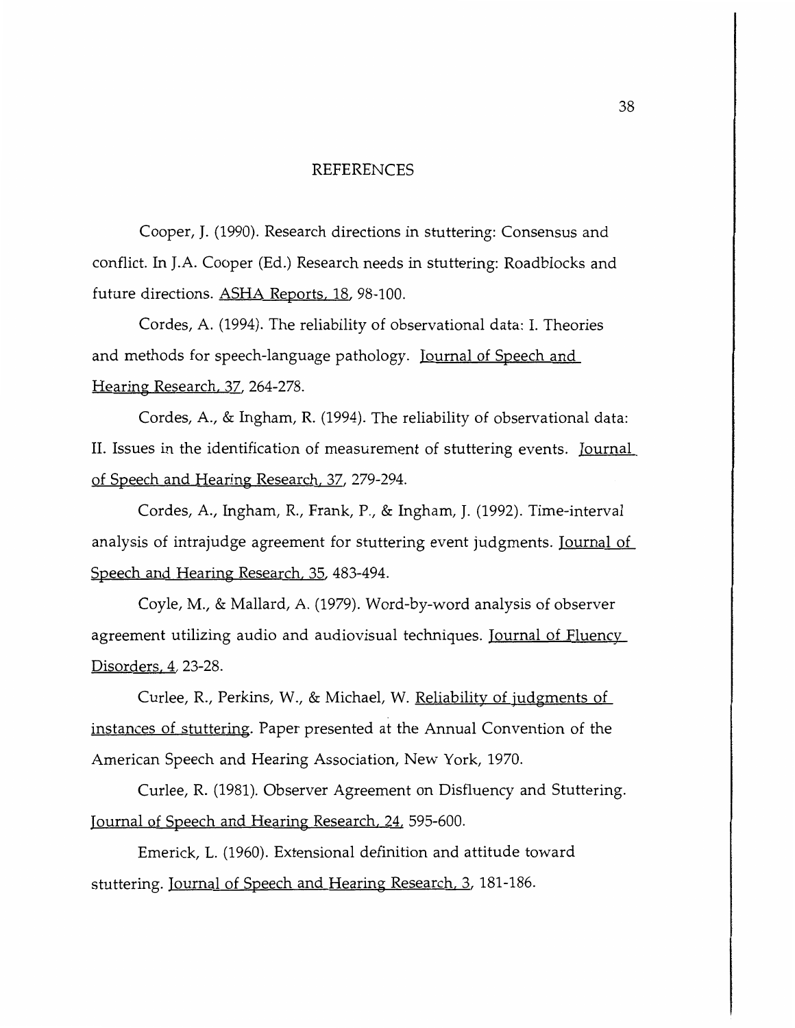# REFERENCES

Cooper, J. (1990). Research directions in stuttering: Consensus and conflict. In J.A. Cooper (Ed.) Research needs in stuttering: Roadblocks and future directions. ASHA Reports, 18, 98-100.

Cordes, A. (1994). The reliability of observational data: I. Theories and methods for speech-language pathology. Journal of Speech and Hearing Research, 37, 264-278.

Cordes, A., & Ingham, R. (1994). The reliability of observational data: II. Issues in the identification of measurement of stuttering events. Journal of Speech and Hearing Research, 37, 279-294.

Cordes, A., Ingham, R., Frank, P., & Ingham, J. (1992). Time-interval analysis of intrajudge agreement for stuttering event judgments. Journal of Speech and Hearing Research, 35, 483-494.

Coyle, M., & Mallard, A. (1979). Word-by-word analysis of observer agreement utilizing audio and audiovisual techniques. Journal of Fluency Disorders, 4, 23-28.

Curlee, R., Perkins, W., & Michael, W. Reliability of judgments of instances of stuttering. Paper presented at the Annual Convention of the American Speech and Hearing Association, New York, 1970.

Curlee, R. (1981). Observer Agreement on Disfluency and Stuttering. Journal of Speech and Hearing Research, 24, 595-600.

Emerick, L. (1960). Extensional definition and attitude toward stuttering. Journal of Speech and Hearing Research, 3, 181-186.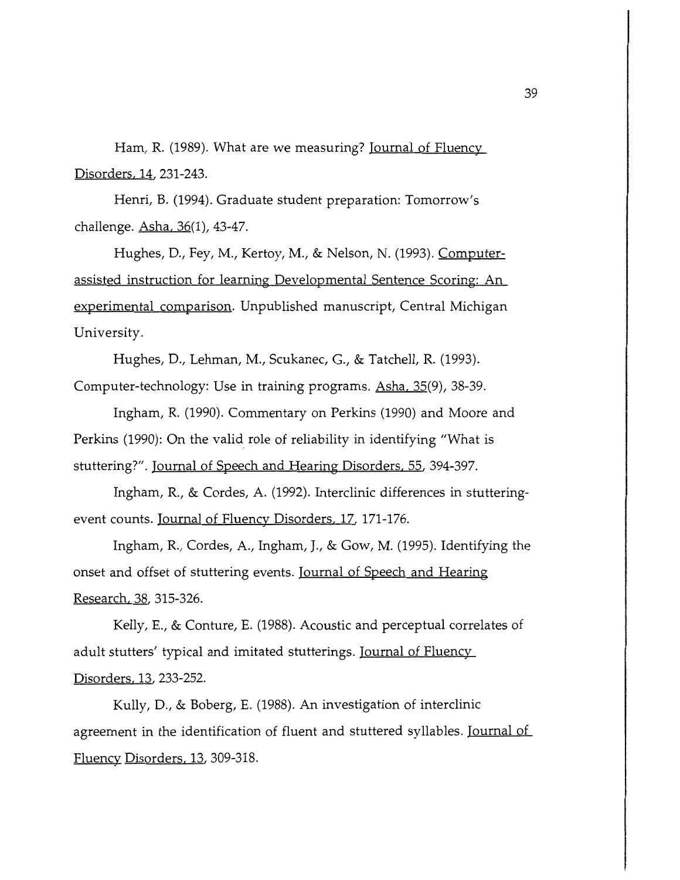Ham, R. (1989). What are we measuring? Journal of Fluency Disorders, 14, 231-243.

Henri, B. (1994). Graduate student preparation: Tomorrow's challenge. Asha, 36(1), 43-47.

Hughes, D., Fey, M., Kertoy, M., & Nelson, N. (1993). Computer-assisted instruction for learning Developmental Sentence Scoring: An experimental comparison. Unpublished manuscript, Central Michigan University.

Hughes, D., Lehman, M., Scukanec, G., & Tatchell, R. (1993). Computer-technology: Use in training programs. Asha, 35(9), 38-39.

Ingham, R. (1990). Commentary on Perkins (1990) and Moore and Perkins (1990): On the valid role of reliability in identifying "What is stuttering?". Journal of Speech and Hearing Disorders, 55, 394-397.

Ingham, R., & Cordes, A. (1992). Interclinic differences in stuttering-event counts. Journal of Fluency Disorders, 17, 171-176.

Ingham, R., Cordes, A., Ingham, J., & Gow, M. (1995). Identifying the onset and offset of stuttering events. Journal of Speech and Hearing Research, 38, 315-326.

Kelly, E., & Conture, E. (1988). Acoustic and perceptual correlates of adult stutters' typical and imitated stutterings. Journal of Fluency Disorders, 13, 233-252.

Kully, D., & Boberg, E. (1988). An investigation of interclinic agreement in the identification of fluent and stuttered syllables. Journal of Fluency Disorders, 13, 309-318.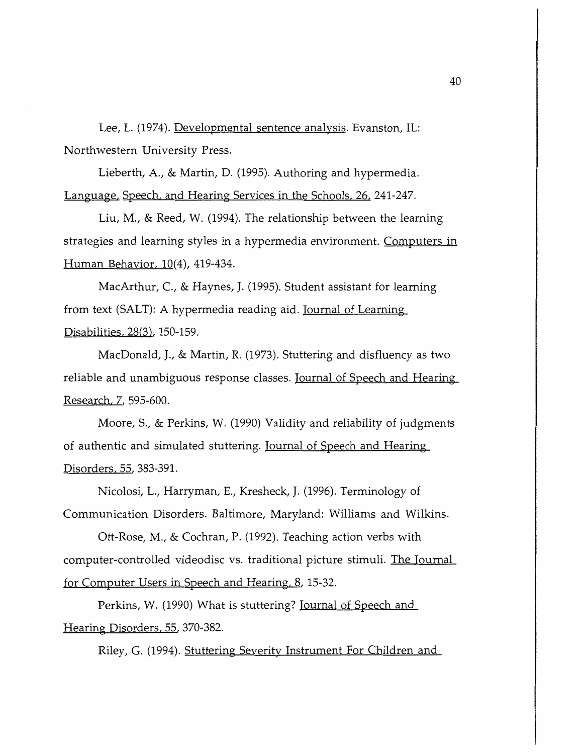Lee, L. (1974). Developmental sentence analysis. Evanston, IL: Northwestern University Press.

Lieberth, A., & Martin, D. (1995). Authoring and hypermedia. Language, Speech, and Hearing Services in the Schools, 26, 241-247.

Liu, M., & Reed, W. (1994). The relationship between the learning strategies and learning styles in a hypermedia environment. Computers in Human Behavior, 10(4), 419-434.

MacArthur, C., & Haynes, J. (1995). Student assistant for learning from text (SALT): A hypermedia reading aid. Journal of Learning Disabilities, 28(3), 150-159.

MacDonald, J., & Martin, R. (1973). Stuttering and disfluency as two reliable and unambiguous response classes. Journal of Speech and Hearing Research, 7, 595-600.

Moore, S., & Perkins, W. (1990) Validity and reliability of judgments of authentic and simulated stuttering. Journal of Speech and Hearing Disorders, 55, 383-391.

Nicolosi, L., Harryman, E., Kresheck, J. (1996). Terminology of Communication Disorders. Baltimore, Maryland: Williams and Wilkins.

Ott-Rose, M., & Cochran, P. (1992). Teaching action verbs with computer-controlled videodisc vs. traditional picture stimuli. The Journal for Computer Users in Speech and Hearing, 8, 15-32.

Perkins, W. (1990) What is stuttering? Journal of Speech and Hearing Disorders, 55, 370-382.

Riley, G. (1994). Stuttering Severity Instrument For Children and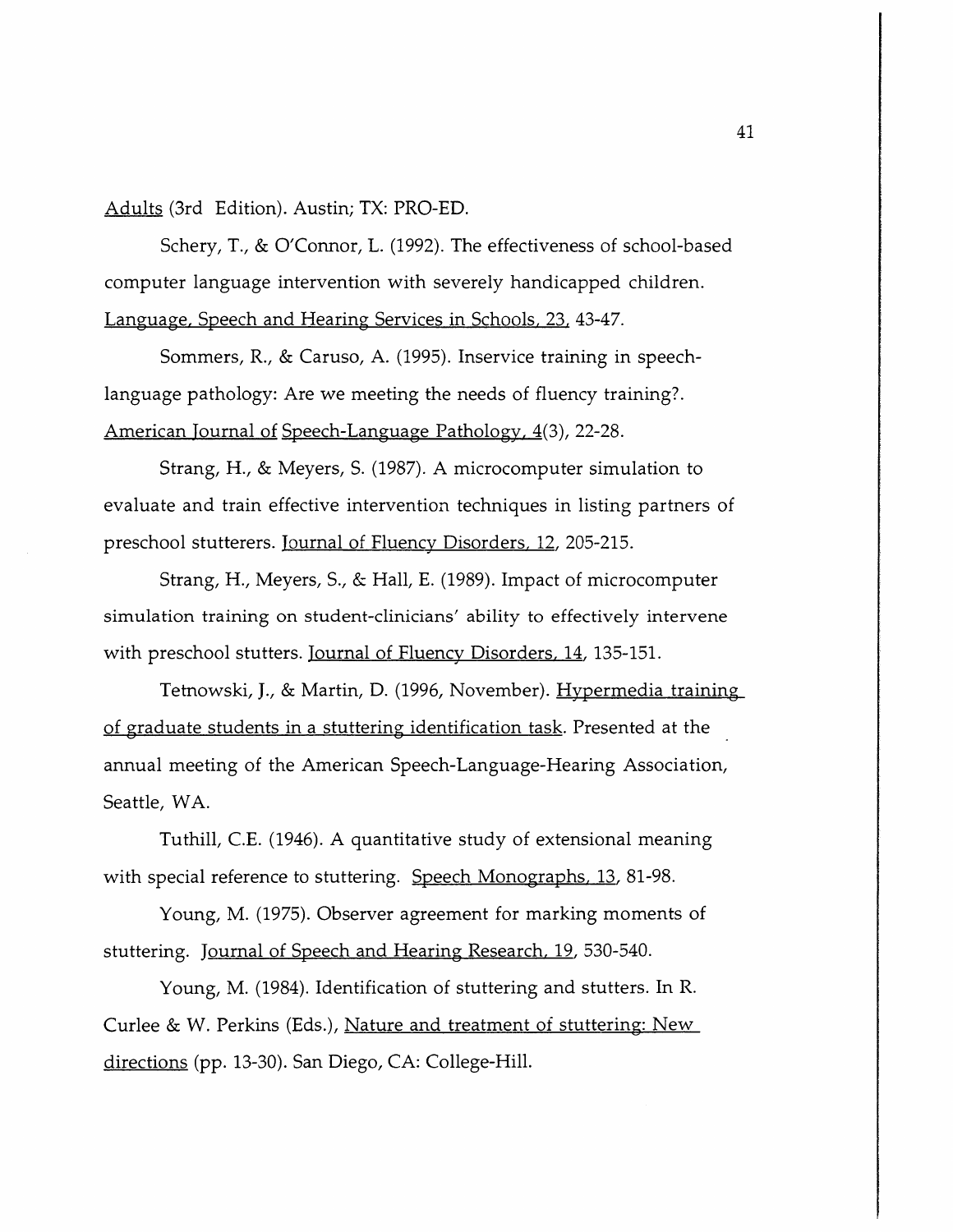Adults (3rd Edition). Austin; TX: PRO-ED.

Schery, T., & O'Connor, L. (1992). The effectiveness of school-based computer language intervention with severely handicapped children. Language, Speech and Hearing Services in Schools, 23, 43-47.

Sommers, R., & Caruso, A. (1995). Inservice training in speech-language pathology: Are we meeting the needs of fluency training?. American Journal of Speech-Language Pathology, 4(3), 22-28.

Strang, H., & Meyers, S. (1987). A microcomputer simulation to evaluate and train effective intervention techniques in listing partners of preschool stutterers. Journal of Fluency Disorders, 12, 205-215.

Strang, H., Meyers, S., & Hall, E. (1989). Impact of microcomputer simulation training on student-clinicians' ability to effectively intervene with preschool stutters. Journal of Fluency Disorders, 14, 135-151.

Tetnowski, J., & Martin, D. (1996, November). Hypermedia training of graduate students in a stuttering identification task. Presented at the annual meeting of the American Speech-Language-Hearing Association, Seattle, WA.

Tuthill, C.E. (1946). A quantitative study of extensional meaning with special reference to stuttering. Speech Monographs, 13, 81-98.

Young, M. (1975). Observer agreement for marking moments of stuttering. Journal of Speech and Hearing Research, 19, 530-540.

Young, M. (1984). Identification of stuttering and stutters. In R. Curlee & W. Perkins (Eds.), Nature and treatment of stuttering: New directions (pp. 13-30). San Diego, CA: College-Hill.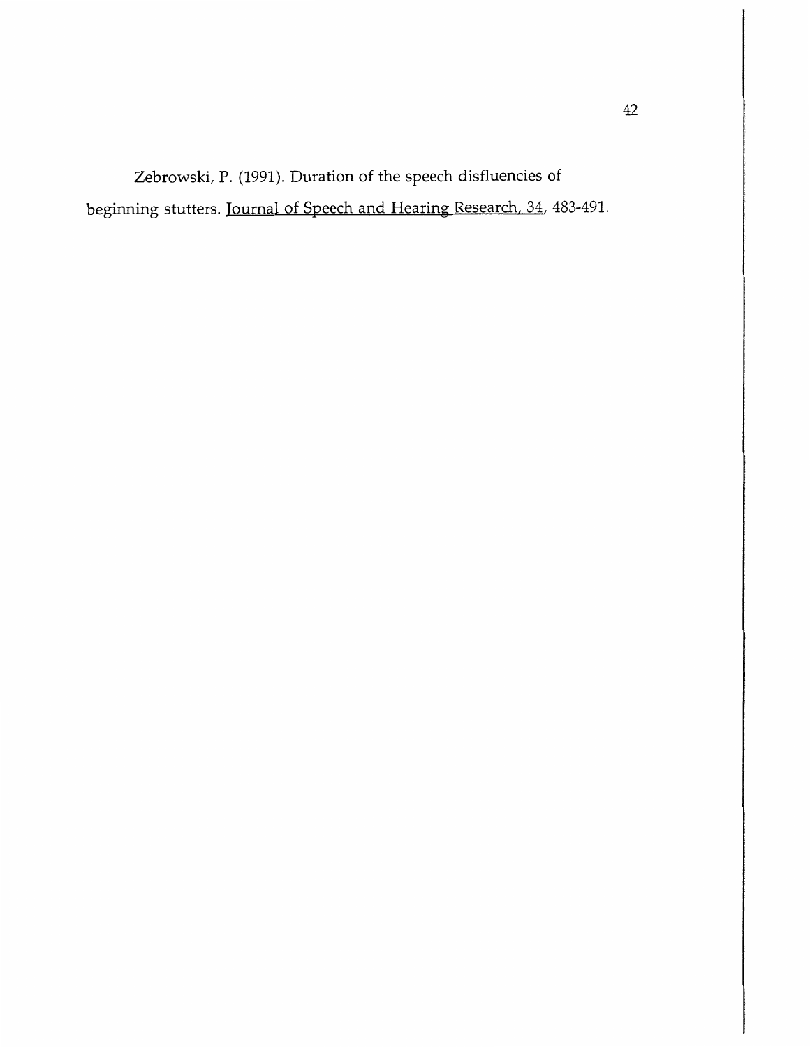Zebrowski, P. (1991). Duration of the speech disfluencies of beginning stutters. Journal of Speech and Hearing Research, 34, 483-491.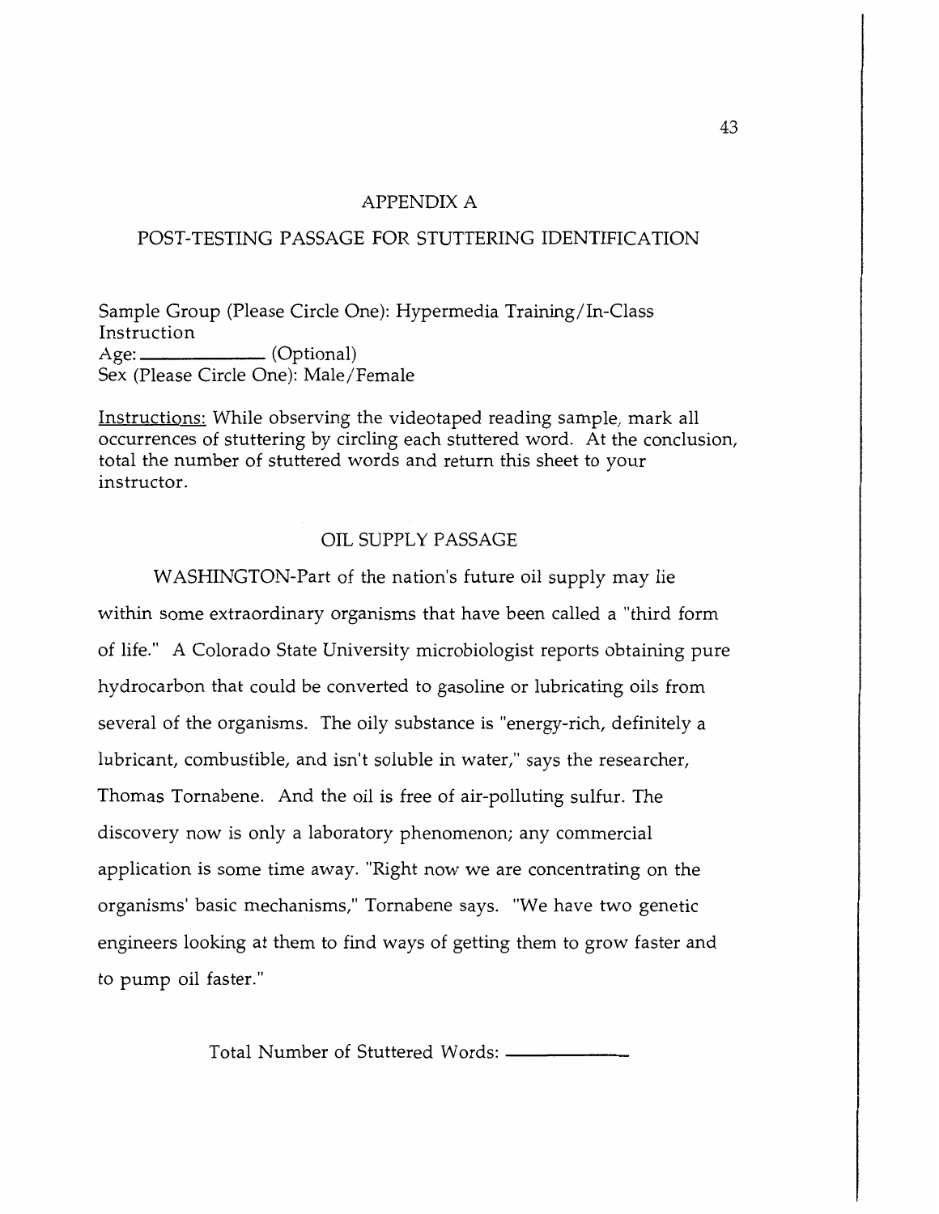# APPENDIX A

## POST-TESTING PASSAGE FOR STUTTERING IDENTIFICATION

Sample Group (Please Circle One): Hypermedia Training/In-Class Instruction
Age: ____________ (Optional)
Sex (Please Circle One): Male/Female

<u>Instructions:</u> While observing the videotaped reading sample, mark all occurrences of stuttering by circling each stuttered word. At the conclusion, total the number of stuttered words and return this sheet to your instructor.

### OIL SUPPLY PASSAGE

WASHINGTON-Part of the nation's future oil supply may lie within some extraordinary organisms that have been called a "third form of life." A Colorado State University microbiologist reports obtaining pure hydrocarbon that could be converted to gasoline or lubricating oils from several of the organisms. The oily substance is "energy-rich, definitely a lubricant, combustible, and isn't soluble in water," says the researcher, Thomas Tornabene. And the oil is free of air-polluting sulfur. The discovery now is only a laboratory phenomenon; any commercial application is some time away. "Right now we are concentrating on the organisms' basic mechanisms," Tornabene says. "We have two genetic engineers looking at them to find ways of getting them to grow faster and to pump oil faster."

Total Number of Stuttered Words: ____________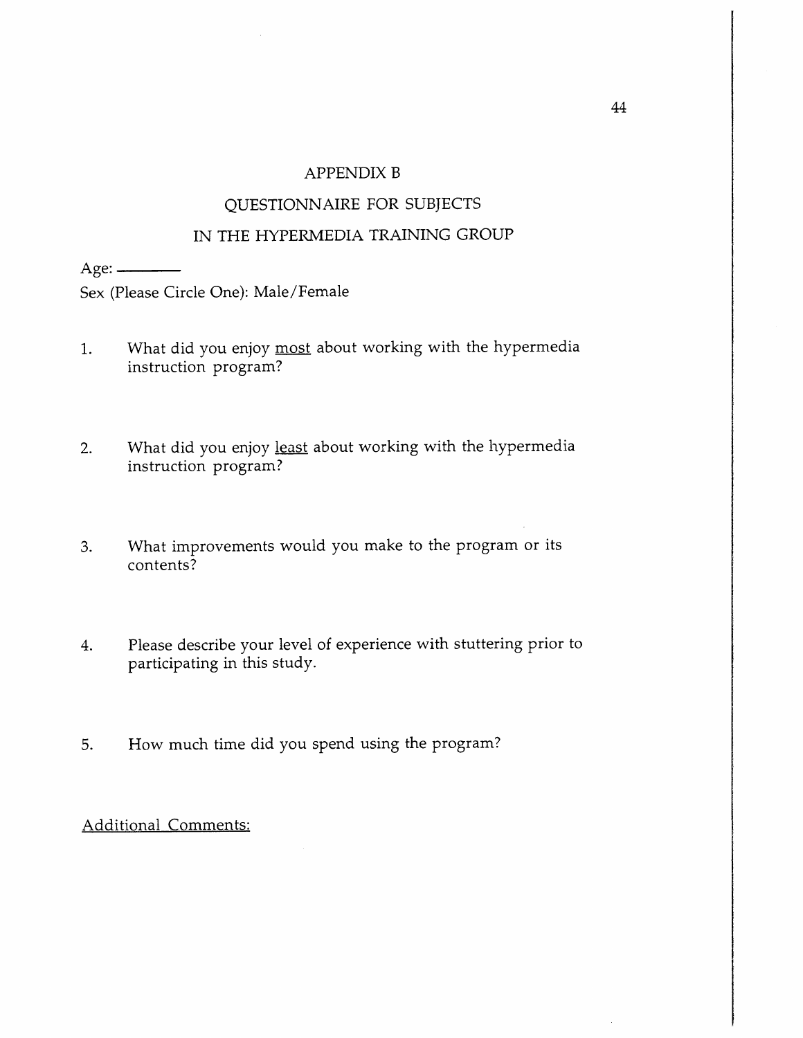# APPENDIX B

## QUESTIONNAIRE FOR SUBJECTS

## IN THE HYPERMEDIA TRAINING GROUP

Age: ________

Sex (Please Circle One): Male/Female

1. What did you enjoy most about working with the hypermedia instruction program?

2. What did you enjoy least about working with the hypermedia instruction program?

3. What improvements would you make to the program or its contents?

4. Please describe your level of experience with stuttering prior to participating in this study.

5. How much time did you spend using the program?

Additional Comments: